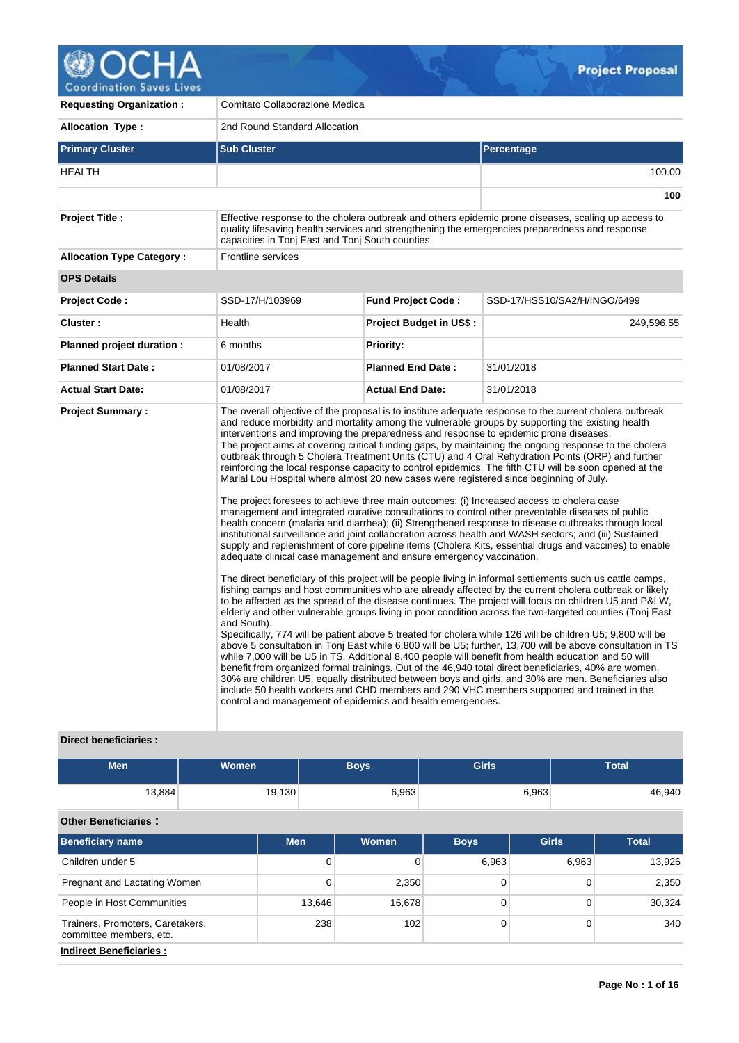# Project Proposal

| | |
|---|---|
| **Requesting Organization :** | Comitato Collaborazione Medica |
| **Allocation Type :** | 2nd Round Standard Allocation |

| Primary Cluster | Sub Cluster | Percentage |
|---|---|---|
| HEALTH | | 100.00 |
| | | **100** |

| | |
|---|---|
| **Project Title :** | Effective response to the cholera outbreak and others epidemic prone diseases, scaling up access to quality lifesaving health services and strengthening the emergencies preparedness and response capacities in Tonj East and Tonj South counties |
| **Allocation Type Category :** | Frontline services |

**OPS Details**

| | | | |
|---|---|---|---|
| **Project Code :** | SSD-17/H/103969 | **Fund Project Code :** | SSD-17/HSS10/SA2/H/INGO/6499 |
| **Cluster :** | Health | **Project Budget in US$ :** | 249,596.55 |
| **Planned project duration :** | 6 months | **Priority:** | |
| **Planned Start Date :** | 01/08/2017 | **Planned End Date :** | 31/01/2018 |
| **Actual Start Date:** | 01/08/2017 | **Actual End Date:** | 31/01/2018 |

**Project Summary :**

The overall objective of the proposal is to institute adequate response to the current cholera outbreak and reduce morbidity and mortality among the vulnerable groups by supporting the existing health interventions and improving the preparedness and response to epidemic prone diseases.
The project aims at covering critical funding gaps, by maintaining the ongoing response to the cholera outbreak through 5 Cholera Treatment Units (CTU) and 4 Oral Rehydration Points (ORP) and further reinforcing the local response capacity to control epidemics. The fifth CTU will be soon opened at the Marial Lou Hospital where almost 20 new cases were registered since beginning of July.

The project foresees to achieve three main outcomes: (i) Increased access to cholera case management and integrated curative consultations to control other preventable diseases of public health concern (malaria and diarrhea); (ii) Strengthened response to disease outbreaks through local institutional surveillance and joint collaboration across health and WASH sectors; and (iii) Sustained supply and replenishment of core pipeline items (Cholera Kits, essential drugs and vaccines) to enable adequate clinical case management and ensure emergency vaccination.

The direct beneficiary of this project will be people living in informal settlements such us cattle camps, fishing camps and host communities who are already affected by the current cholera outbreak or likely to be affected as the spread of the disease continues. The project will focus on children U5 and P&LW, elderly and other vulnerable groups living in poor condition across the two-targeted counties (Tonj East and South).
Specifically, 774 will be patient above 5 treated for cholera while 126 will be children U5; 9,800 will be above 5 consultation in Tonj East while 6,800 will be U5; further, 13,700 will be above consultation in TS while 7,000 will be U5 in TS. Additional 8,400 people will benefit from health education and 50 will benefit from organized formal trainings. Out of the 46,940 total direct beneficiaries, 40% are women, 30% are children U5, equally distributed between boys and girls, and 30% are men. Beneficiaries also include 50 health workers and CHD members and 290 VHC members supported and trained in the control and management of epidemics and health emergencies.

**Direct beneficiaries :**

| Men | Women | Boys | Girls | Total |
|---|---|---|---|---|
| 13,884 | 19,130 | 6,963 | 6,963 | 46,940 |

**Other Beneficiaries :**

| Beneficiary name | Men | Women | Boys | Girls | Total |
|---|---|---|---|---|---|
| Children under 5 | 0 | 0 | 6,963 | 6,963 | 13,926 |
| Pregnant and Lactating Women | 0 | 2,350 | 0 | 0 | 2,350 |
| People in Host Communities | 13,646 | 16,678 | 0 | 0 | 30,324 |
| Trainers, Promoters, Caretakers, committee members, etc. | 238 | 102 | 0 | 0 | 340 |

**Indirect Beneficiaries :**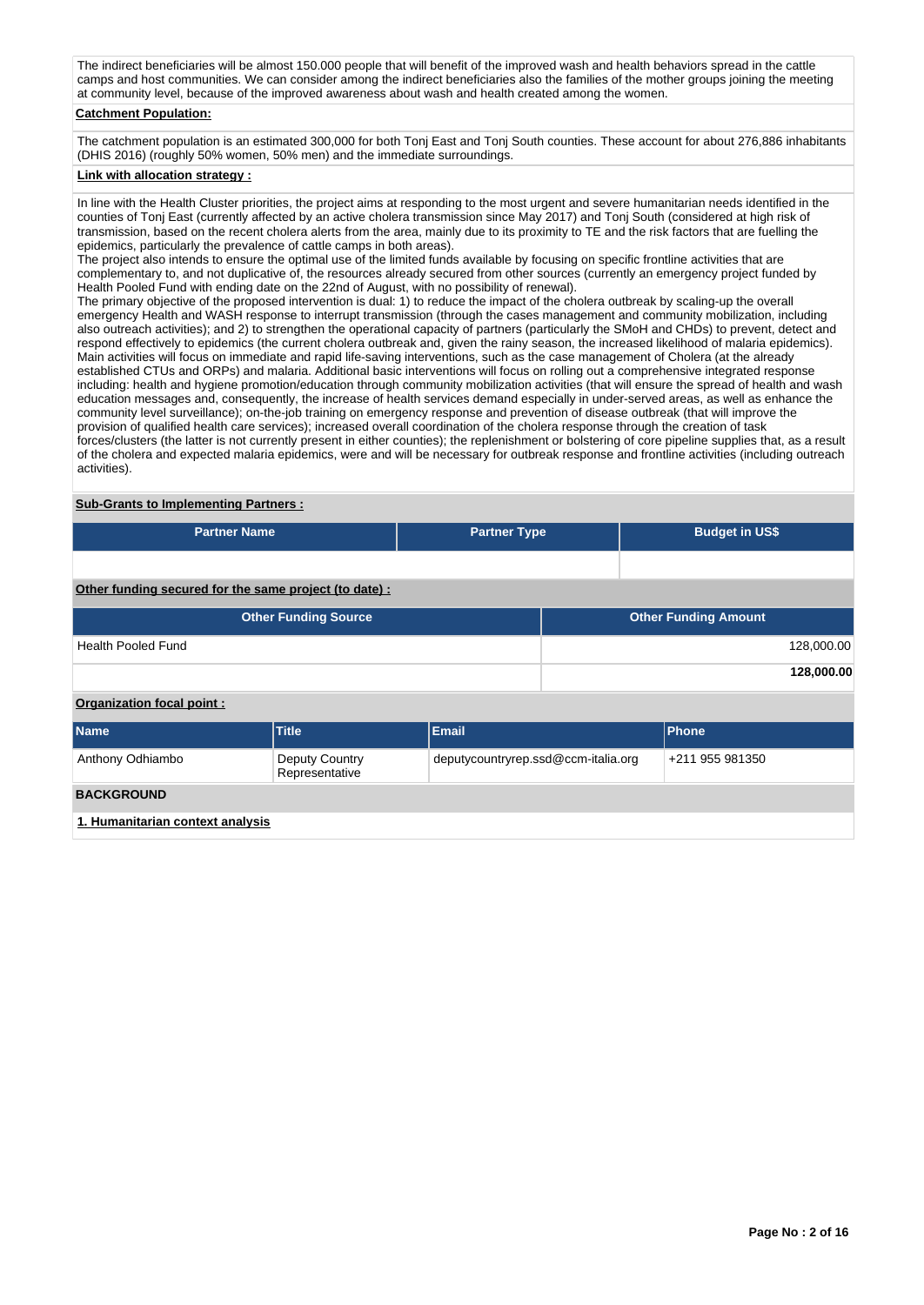The indirect beneficiaries will be almost 150.000 people that will benefit of the improved wash and health behaviors spread in the cattle camps and host communities. We can consider among the indirect beneficiaries also the families of the mother groups joining the meeting at community level, because of the improved awareness about wash and health created among the women.

**Catchment Population:**

The catchment population is an estimated 300,000 for both Tonj East and Tonj South counties. These account for about 276,886 inhabitants (DHIS 2016) (roughly 50% women, 50% men) and the immediate surroundings.

**Link with allocation strategy :**

In line with the Health Cluster priorities, the project aims at responding to the most urgent and severe humanitarian needs identified in the counties of Tonj East (currently affected by an active cholera transmission since May 2017) and Tonj South (considered at high risk of transmission, based on the recent cholera alerts from the area, mainly due to its proximity to TE and the risk factors that are fuelling the epidemics, particularly the prevalence of cattle camps in both areas).
The project also intends to ensure the optimal use of the limited funds available by focusing on specific frontline activities that are complementary to, and not duplicative of, the resources already secured from other sources (currently an emergency project funded by Health Pooled Fund with ending date on the 22nd of August, with no possibility of renewal).
The primary objective of the proposed intervention is dual: 1) to reduce the impact of the cholera outbreak by scaling-up the overall emergency Health and WASH response to interrupt transmission (through the cases management and community mobilization, including also outreach activities); and 2) to strengthen the operational capacity of partners (particularly the SMoH and CHDs) to prevent, detect and respond effectively to epidemics (the current cholera outbreak and, given the rainy season, the increased likelihood of malaria epidemics).
Main activities will focus on immediate and rapid life-saving interventions, such as the case management of Cholera (at the already established CTUs and ORPs) and malaria. Additional basic interventions will focus on rolling out a comprehensive integrated response including: health and hygiene promotion/education through community mobilization activities (that will ensure the spread of health and wash education messages and, consequently, the increase of health services demand especially in under-served areas, as well as enhance the community level surveillance); on-the-job training on emergency response and prevention of disease outbreak (that will improve the provision of qualified health care services); increased overall coordination of the cholera response through the creation of task forces/clusters (the latter is not currently present in either counties); the replenishment or bolstering of core pipeline supplies that, as a result of the cholera and expected malaria epidemics, were and will be necessary for outbreak response and frontline activities (including outreach activities).

**Sub-Grants to Implementing Partners :**

| Partner Name | Partner Type | Budget in US$ |
|---|---|---|
| | | |

**Other funding secured for the same project (to date) :**

| Other Funding Source | Other Funding Amount |
|---|---|
| Health Pooled Fund | 128,000.00 |
| | **128,000.00** |

**Organization focal point :**

| Name | Title | Email | Phone |
|---|---|---|---|
| Anthony Odhiambo | Deputy Country Representative | deputycountryrep.ssd@ccm-italia.org | +211 955 981350 |

**BACKGROUND**

**1. Humanitarian context analysis**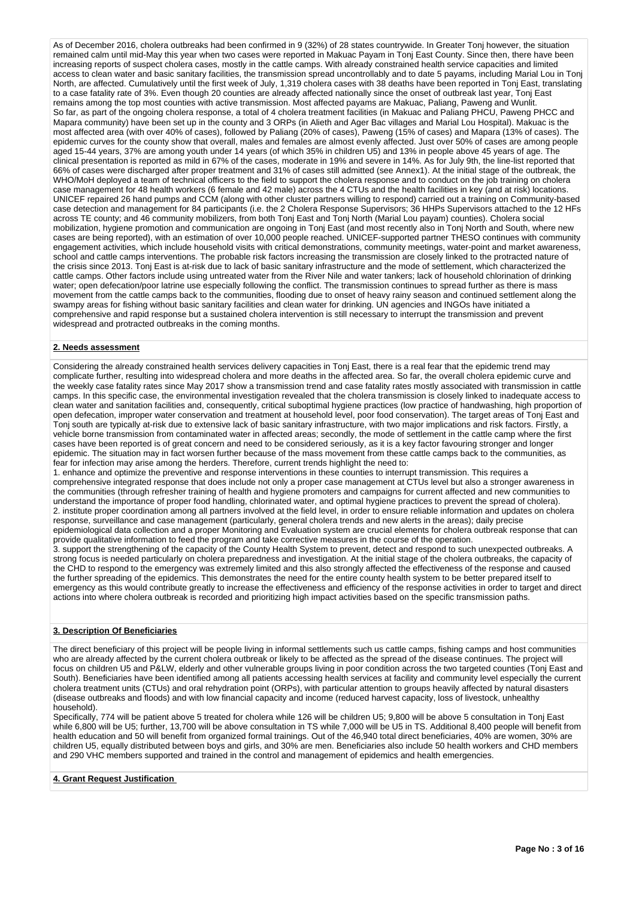As of December 2016, cholera outbreaks had been confirmed in 9 (32%) of 28 states countrywide. In Greater Tonj however, the situation remained calm until mid-May this year when two cases were reported in Makuac Payam in Tonj East County. Since then, there have been increasing reports of suspect cholera cases, mostly in the cattle camps. With already constrained health service capacities and limited access to clean water and basic sanitary facilities, the transmission spread uncontrollably and to date 5 payams, including Marial Lou in Tonj North, are affected. Cumulatively until the first week of July, 1,319 cholera cases with 38 deaths have been reported in Tonj East, translating to a case fatality rate of 3%. Even though 20 counties are already affected nationally since the onset of outbreak last year, Tonj East remains among the top most counties with active transmission. Most affected payams are Makuac, Paliang, Paweng and Wunlit. So far, as part of the ongoing cholera response, a total of 4 cholera treatment facilities (in Makuac and Paliang PHCU, Paweng PHCC and Mapara community) have been set up in the county and 3 ORPs (in Alieth and Ager Bac villages and Marial Lou Hospital). Makuac is the most affected area (with over 40% of cases), followed by Paliang (20% of cases), Paweng (15% of cases) and Mapara (13% of cases). The epidemic curves for the county show that overall, males and females are almost evenly affected. Just over 50% of cases are among people aged 15-44 years, 37% are among youth under 14 years (of which 35% in children U5) and 13% in people above 45 years of age. The clinical presentation is reported as mild in 67% of the cases, moderate in 19% and severe in 14%. As for July 9th, the line-list reported that 66% of cases were discharged after proper treatment and 31% of cases still admitted (see Annex1). At the initial stage of the outbreak, the WHO/MoH deployed a team of technical officers to the field to support the cholera response and to conduct on the job training on cholera case management for 48 health workers (6 female and 42 male) across the 4 CTUs and the health facilities in key (and at risk) locations. UNICEF repaired 26 hand pumps and CCM (along with other cluster partners willing to respond) carried out a training on Community-based case detection and management for 84 participants (i.e. the 2 Cholera Response Supervisors; 36 HHPs Supervisors attached to the 12 HFs across TE county; and 46 community mobilizers, from both Tonj East and Tonj North (Marial Lou payam) counties). Cholera social mobilization, hygiene promotion and communication are ongoing in Tonj East (and most recently also in Tonj North and South, where new cases are being reported), with an estimation of over 10,000 people reached. UNICEF-supported partner THESO continues with community engagement activities, which include household visits with critical demonstrations, community meetings, water-point and market awareness, school and cattle camps interventions. The probable risk factors increasing the transmission are closely linked to the protracted nature of the crisis since 2013. Tonj East is at-risk due to lack of basic sanitary infrastructure and the mode of settlement, which characterized the cattle camps. Other factors include using untreated water from the River Nile and water tankers; lack of household chlorination of drinking water; open defecation/poor latrine use especially following the conflict. The transmission continues to spread further as there is mass movement from the cattle camps back to the communities, flooding due to onset of heavy rainy season and continued settlement along the swampy areas for fishing without basic sanitary facilities and clean water for drinking. UN agencies and INGOs have initiated a comprehensive and rapid response but a sustained cholera intervention is still necessary to interrupt the transmission and prevent widespread and protracted outbreaks in the coming months.

## 2. Needs assessment

Considering the already constrained health services delivery capacities in Tonj East, there is a real fear that the epidemic trend may complicate further, resulting into widespread cholera and more deaths in the affected area. So far, the overall cholera epidemic curve and the weekly case fatality rates since May 2017 show a transmission trend and case fatality rates mostly associated with transmission in cattle camps. In this specific case, the environmental investigation revealed that the cholera transmission is closely linked to inadequate access to clean water and sanitation facilities and, consequently, critical suboptimal hygiene practices (low practice of handwashing, high proportion of open defecation, improper water conservation and treatment at household level, poor food conservation). The target areas of Tonj East and Tonj south are typically at-risk due to extensive lack of basic sanitary infrastructure, with two major implications and risk factors. Firstly, a vehicle borne transmission from contaminated water in affected areas; secondly, the mode of settlement in the cattle camp where the first cases have been reported is of great concern and need to be considered seriously, as it is a key factor favouring stronger and longer epidemic. The situation may in fact worsen further because of the mass movement from these cattle camps back to the communities, as fear for infection may arise among the herders. Therefore, current trends highlight the need to:

1. enhance and optimize the preventive and response interventions in these counties to interrupt transmission. This requires a comprehensive integrated response that does include not only a proper case management at CTUs level but also a stronger awareness in the communities (through refresher training of health and hygiene promoters and campaigns for current affected and new communities to understand the importance of proper food handling, chlorinated water, and optimal hygiene practices to prevent the spread of cholera).
2. institute proper coordination among all partners involved at the field level, in order to ensure reliable information and updates on cholera response, surveillance and case management (particularly, general cholera trends and new alerts in the areas); daily precise epidemiological data collection and a proper Monitoring and Evaluation system are crucial elements for cholera outbreak response that can provide qualitative information to feed the program and take corrective measures in the course of the operation.
3. support the strengthening of the capacity of the County Health System to prevent, detect and respond to such unexpected outbreaks. A strong focus is needed particularly on cholera preparedness and investigation. At the initial stage of the cholera outbreaks, the capacity of the CHD to respond to the emergency was extremely limited and this also strongly affected the effectiveness of the response and caused the further spreading of the epidemics. This demonstrates the need for the entire county health system to be better prepared itself to emergency as this would contribute greatly to increase the effectiveness and efficiency of the response activities in order to target and direct actions into where cholera outbreak is recorded and prioritizing high impact activities based on the specific transmission paths.

## 3. Description Of Beneficiaries

The direct beneficiary of this project will be people living in informal settlements such us cattle camps, fishing camps and host communities who are already affected by the current cholera outbreak or likely to be affected as the spread of the disease continues. The project will focus on children U5 and P&LW, elderly and other vulnerable groups living in poor condition across the two targeted counties (Tonj East and South). Beneficiaries have been identified among all patients accessing health services at facility and community level especially the current cholera treatment units (CTUs) and oral rehydration point (ORPs), with particular attention to groups heavily affected by natural disasters (disease outbreaks and floods) and with low financial capacity and income (reduced harvest capacity, loss of livestock, unhealthy household).

Specifically, 774 will be patient above 5 treated for cholera while 126 will be children U5; 9,800 will be above 5 consultation in Tonj East while 6,800 will be U5; further, 13,700 will be above consultation in TS while 7,000 will be U5 in TS. Additional 8,400 people will benefit from health education and 50 will benefit from organized formal trainings. Out of the 46,940 total direct beneficiaries, 40% are women, 30% are children U5, equally distributed between boys and girls, and 30% are men. Beneficiaries also include 50 health workers and CHD members and 290 VHC members supported and trained in the control and management of epidemics and health emergencies.

## 4. Grant Request Justification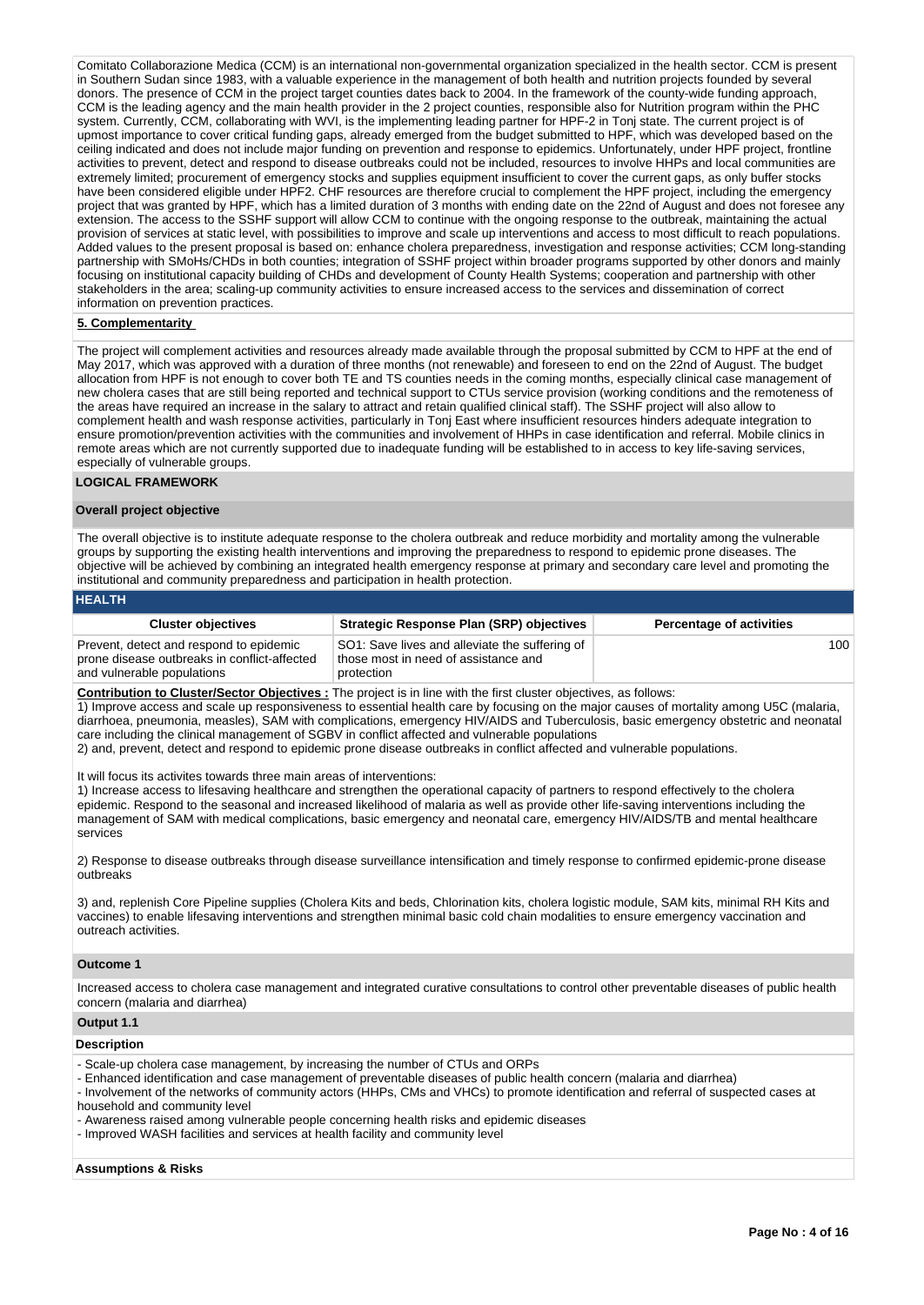Comitato Collaborazione Medica (CCM) is an international non-governmental organization specialized in the health sector. CCM is present in Southern Sudan since 1983, with a valuable experience in the management of both health and nutrition projects founded by several donors. The presence of CCM in the project target counties dates back to 2004. In the framework of the county-wide funding approach, CCM is the leading agency and the main health provider in the 2 project counties, responsible also for Nutrition program within the PHC system. Currently, CCM, collaborating with WVI, is the implementing leading partner for HPF-2 in Tonj state. The current project is of upmost importance to cover critical funding gaps, already emerged from the budget submitted to HPF, which was developed based on the ceiling indicated and does not include major funding on prevention and response to epidemics. Unfortunately, under HPF project, frontline activities to prevent, detect and respond to disease outbreaks could not be included, resources to involve HHPs and local communities are extremely limited; procurement of emergency stocks and supplies equipment insufficient to cover the current gaps, as only buffer stocks have been considered eligible under HPF2. CHF resources are therefore crucial to complement the HPF project, including the emergency project that was granted by HPF, which has a limited duration of 3 months with ending date on the 22nd of August and does not foresee any extension. The access to the SSHF support will allow CCM to continue with the ongoing response to the outbreak, maintaining the actual provision of services at static level, with possibilities to improve and scale up interventions and access to most difficult to reach populations. Added values to the present proposal is based on: enhance cholera preparedness, investigation and response activities; CCM long-standing partnership with SMoHs/CHDs in both counties; integration of SSHF project within broader programs supported by other donors and mainly focusing on institutional capacity building of CHDs and development of County Health Systems; cooperation and partnership with other stakeholders in the area; scaling-up community activities to ensure increased access to the services and dissemination of correct information on prevention practices.

**5. Complementarity**

The project will complement activities and resources already made available through the proposal submitted by CCM to HPF at the end of May 2017, which was approved with a duration of three months (not renewable) and foreseen to end on the 22nd of August. The budget allocation from HPF is not enough to cover both TE and TS counties needs in the coming months, especially clinical case management of new cholera cases that are still being reported and technical support to CTUs service provision (working conditions and the remoteness of the areas have required an increase in the salary to attract and retain qualified clinical staff). The SSHF project will also allow to complement health and wash response activities, particularly in Tonj East where insufficient resources hinders adequate integration to ensure promotion/prevention activities with the communities and involvement of HHPs in case identification and referral. Mobile clinics in remote areas which are not currently supported due to inadequate funding will be established to in access to key life-saving services, especially of vulnerable groups.

## LOGICAL FRAMEWORK

### Overall project objective

The overall objective is to institute adequate response to the cholera outbreak and reduce morbidity and mortality among the vulnerable groups by supporting the existing health interventions and improving the preparedness to respond to epidemic prone diseases. The objective will be achieved by combining an integrated health emergency response at primary and secondary care level and promoting the institutional and community preparedness and participation in health protection.

### HEALTH

| Cluster objectives | Strategic Response Plan (SRP) objectives | Percentage of activities |
|---|---|---|
| Prevent, detect and respond to epidemic prone disease outbreaks in conflict-affected and vulnerable populations | SO1: Save lives and alleviate the suffering of those most in need of assistance and protection | 100 |

**Contribution to Cluster/Sector Objectives :** The project is in line with the first cluster objectives, as follows:
1) Improve access and scale up responsiveness to essential health care by focusing on the major causes of mortality among U5C (malaria, diarrhoea, pneumonia, measles), SAM with complications, emergency HIV/AIDS and Tuberculosis, basic emergency obstetric and neonatal care including the clinical management of SGBV in conflict affected and vulnerable populations
2) and, prevent, detect and respond to epidemic prone disease outbreaks in conflict affected and vulnerable populations.

It will focus its activites towards three main areas of interventions:
1) Increase access to lifesaving healthcare and strengthen the operational capacity of partners to respond effectively to the cholera epidemic. Respond to the seasonal and increased likelihood of malaria as well as provide other life-saving interventions including the management of SAM with medical complications, basic emergency and neonatal care, emergency HIV/AIDS/TB and mental healthcare services

2) Response to disease outbreaks through disease surveillance intensification and timely response to confirmed epidemic-prone disease outbreaks

3) and, replenish Core Pipeline supplies (Cholera Kits and beds, Chlorination kits, cholera logistic module, SAM kits, minimal RH Kits and vaccines) to enable lifesaving interventions and strengthen minimal basic cold chain modalities to ensure emergency vaccination and outreach activities.

### Outcome 1

Increased access to cholera case management and integrated curative consultations to control other preventable diseases of public health concern (malaria and diarrhea)

### Output 1.1

**Description**

- Scale-up cholera case management, by increasing the number of CTUs and ORPs
- Enhanced identification and case management of preventable diseases of public health concern (malaria and diarrhea)
- Involvement of the networks of community actors (HHPs, CMs and VHCs) to promote identification and referral of suspected cases at household and community level
- Awareness raised among vulnerable people concerning health risks and epidemic diseases
- Improved WASH facilities and services at health facility and community level

**Assumptions & Risks**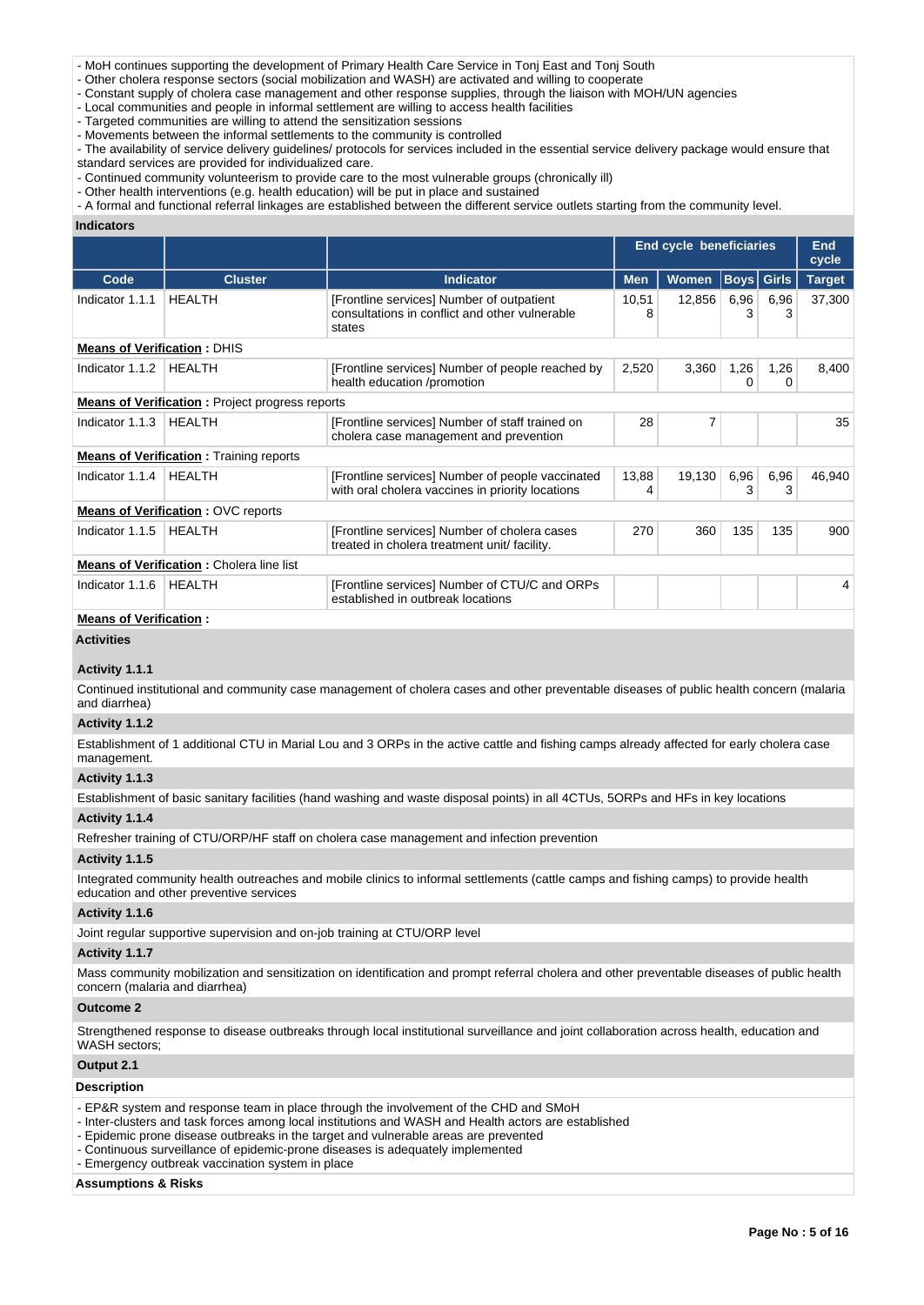- MoH continues supporting the development of Primary Health Care Service in Tonj East and Tonj South
- Other cholera response sectors (social mobilization and WASH) are activated and willing to cooperate
- Constant supply of cholera case management and other response supplies, through the liaison with MOH/UN agencies
- Local communities and people in informal settlement are willing to access health facilities
- Targeted communities are willing to attend the sensitization sessions
- Movements between the informal settlements to the community is controlled
- The availability of service delivery guidelines/ protocols for services included in the essential service delivery package would ensure that standard services are provided for individualized care.
- Continued community volunteerism to provide care to the most vulnerable groups (chronically ill)
- Other health interventions (e.g. health education) will be put in place and sustained
- A formal and functional referral linkages are established between the different service outlets starting from the community level.

**Indicators**

| | | | End cycle beneficiaries | | | | End cycle |
|---|---|---|---|---|---|---|---|
| Code | Cluster | Indicator | Men | Women | Boys | Girls | Target |
| Indicator 1.1.1 | HEALTH | [Frontline services] Number of outpatient consultations in conflict and other vulnerable states | 10,518 | 12,856 | 6,963 | 6,963 | 37,300 |
| **Means of Verification** : DHIS | | | | | | | |
| Indicator 1.1.2 | HEALTH | [Frontline services] Number of people reached by health education /promotion | 2,520 | 3,360 | 1,260 | 1,260 | 8,400 |
| **Means of Verification** : Project progress reports | | | | | | | |
| Indicator 1.1.3 | HEALTH | [Frontline services] Number of staff trained on cholera case management and prevention | 28 | 7 | | | 35 |
| **Means of Verification** : Training reports | | | | | | | |
| Indicator 1.1.4 | HEALTH | [Frontline services] Number of people vaccinated with oral cholera vaccines in priority locations | 13,884 | 19,130 | 6,963 | 6,963 | 46,940 |
| **Means of Verification** : OVC reports | | | | | | | |
| Indicator 1.1.5 | HEALTH | [Frontline services] Number of cholera cases treated in cholera treatment unit/ facility. | 270 | 360 | 135 | 135 | 900 |
| **Means of Verification** : Cholera line list | | | | | | | |
| Indicator 1.1.6 | HEALTH | [Frontline services] Number of CTU/C and ORPs established in outbreak locations | | | | | 4 |
| **Means of Verification** : | | | | | | | |

**Activities**

**Activity 1.1.1**

Continued institutional and community case management of cholera cases and other preventable diseases of public health concern (malaria and diarrhea)

**Activity 1.1.2**

Establishment of 1 additional CTU in Marial Lou and 3 ORPs in the active cattle and fishing camps already affected for early cholera case management.

**Activity 1.1.3**

Establishment of basic sanitary facilities (hand washing and waste disposal points) in all 4CTUs, 5ORPs and HFs in key locations

**Activity 1.1.4**

Refresher training of CTU/ORP/HF staff on cholera case management and infection prevention

**Activity 1.1.5**

Integrated community health outreaches and mobile clinics to informal settlements (cattle camps and fishing camps) to provide health education and other preventive services

**Activity 1.1.6**

Joint regular supportive supervision and on-job training at CTU/ORP level

**Activity 1.1.7**

Mass community mobilization and sensitization on identification and prompt referral cholera and other preventable diseases of public health concern (malaria and diarrhea)

**Outcome 2**

Strengthened response to disease outbreaks through local institutional surveillance and joint collaboration across health, education and WASH sectors;

**Output 2.1**

**Description**

- EP&R system and response team in place through the involvement of the CHD and SMoH
- Inter-clusters and task forces among local institutions and WASH and Health actors are established
- Epidemic prone disease outbreaks in the target and vulnerable areas are prevented
- Continuous surveillance of epidemic-prone diseases is adequately implemented
- Emergency outbreak vaccination system in place

**Assumptions & Risks**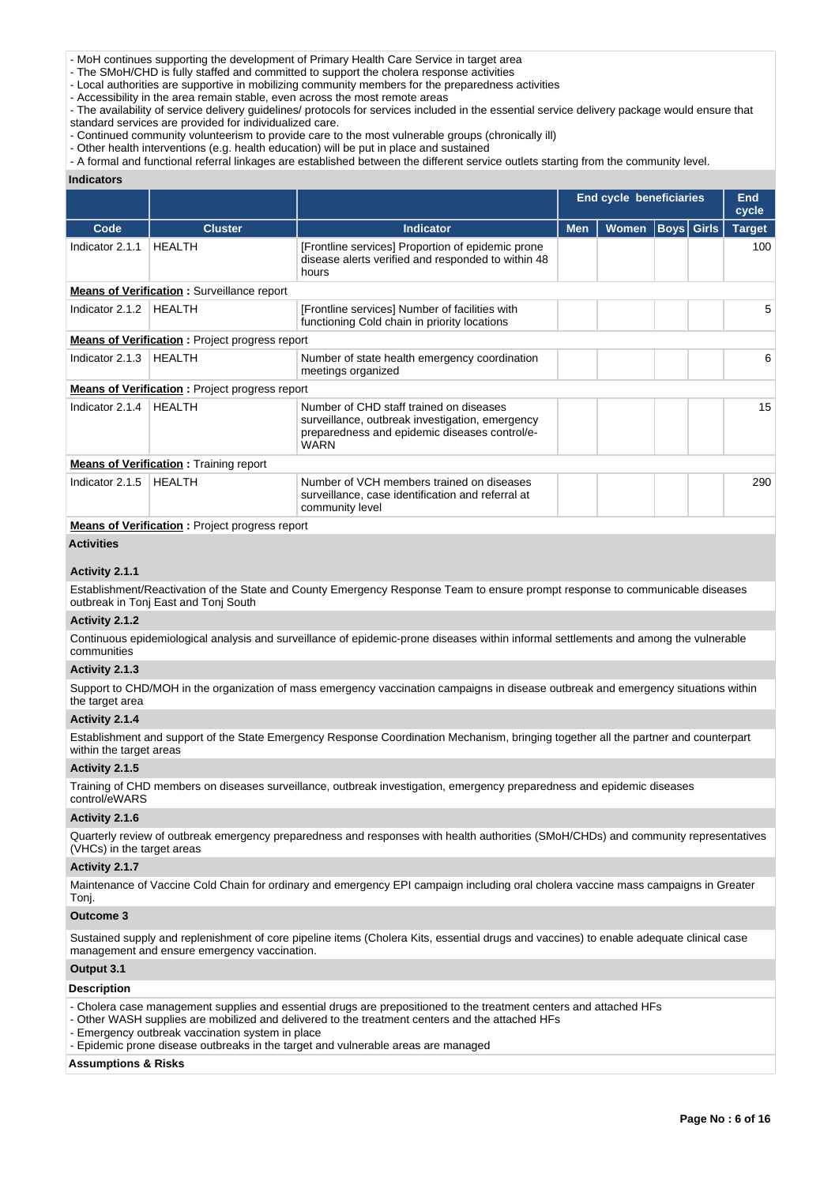- MoH continues supporting the development of Primary Health Care Service in target area
- The SMoH/CHD is fully staffed and committed to support the cholera response activities
- Local authorities are supportive in mobilizing community members for the preparedness activities
- Accessibility in the area remain stable, even across the most remote areas
- The availability of service delivery guidelines/ protocols for services included in the essential service delivery package would ensure that standard services are provided for individualized care.
- Continued community volunteerism to provide care to the most vulnerable groups (chronically ill)
- Other health interventions (e.g. health education) will be put in place and sustained
- A formal and functional referral linkages are established between the different service outlets starting from the community level.

**Indicators**

| | | | End cycle beneficiaries | | | | End cycle |
|---|---|---|---|---|---|---|---|
| **Code** | **Cluster** | **Indicator** | **Men** | **Women** | **Boys** | **Girls** | **Target** |
| Indicator 2.1.1 | HEALTH | [Frontline services] Proportion of epidemic prone disease alerts verified and responded to within 48 hours | | | | | 100 |
| **Means of Verification :** Surveillance report | | | | | | | |
| Indicator 2.1.2 | HEALTH | [Frontline services] Number of facilities with functioning Cold chain in priority locations | | | | | 5 |
| **Means of Verification :** Project progress report | | | | | | | |
| Indicator 2.1.3 | HEALTH | Number of state health emergency coordination meetings organized | | | | | 6 |
| **Means of Verification :** Project progress report | | | | | | | |
| Indicator 2.1.4 | HEALTH | Number of CHD staff trained on diseases surveillance, outbreak investigation, emergency preparedness and epidemic diseases control/e-WARN | | | | | 15 |
| **Means of Verification :** Training report | | | | | | | |
| Indicator 2.1.5 | HEALTH | Number of VCH members trained on diseases surveillance, case identification and referral at community level | | | | | 290 |
| **Means of Verification :** Project progress report | | | | | | | |

**Activities**

**Activity 2.1.1**

Establishment/Reactivation of the State and County Emergency Response Team to ensure prompt response to communicable diseases outbreak in Tonj East and Tonj South

**Activity 2.1.2**

Continuous epidemiological analysis and surveillance of epidemic-prone diseases within informal settlements and among the vulnerable communities

**Activity 2.1.3**

Support to CHD/MOH in the organization of mass emergency vaccination campaigns in disease outbreak and emergency situations within the target area

**Activity 2.1.4**

Establishment and support of the State Emergency Response Coordination Mechanism, bringing together all the partner and counterpart within the target areas

**Activity 2.1.5**

Training of CHD members on diseases surveillance, outbreak investigation, emergency preparedness and epidemic diseases control/eWARS

**Activity 2.1.6**

Quarterly review of outbreak emergency preparedness and responses with health authorities (SMoH/CHDs) and community representatives (VHCs) in the target areas

**Activity 2.1.7**

Maintenance of Vaccine Cold Chain for ordinary and emergency EPI campaign including oral cholera vaccine mass campaigns in Greater Tonj.

**Outcome 3**

Sustained supply and replenishment of core pipeline items (Cholera Kits, essential drugs and vaccines) to enable adequate clinical case management and ensure emergency vaccination.

**Output 3.1**

**Description**

- Cholera case management supplies and essential drugs are prepositioned to the treatment centers and attached HFs
- Other WASH supplies are mobilized and delivered to the treatment centers and the attached HFs
- Emergency outbreak vaccination system in place
- Epidemic prone disease outbreaks in the target and vulnerable areas are managed

**Assumptions & Risks**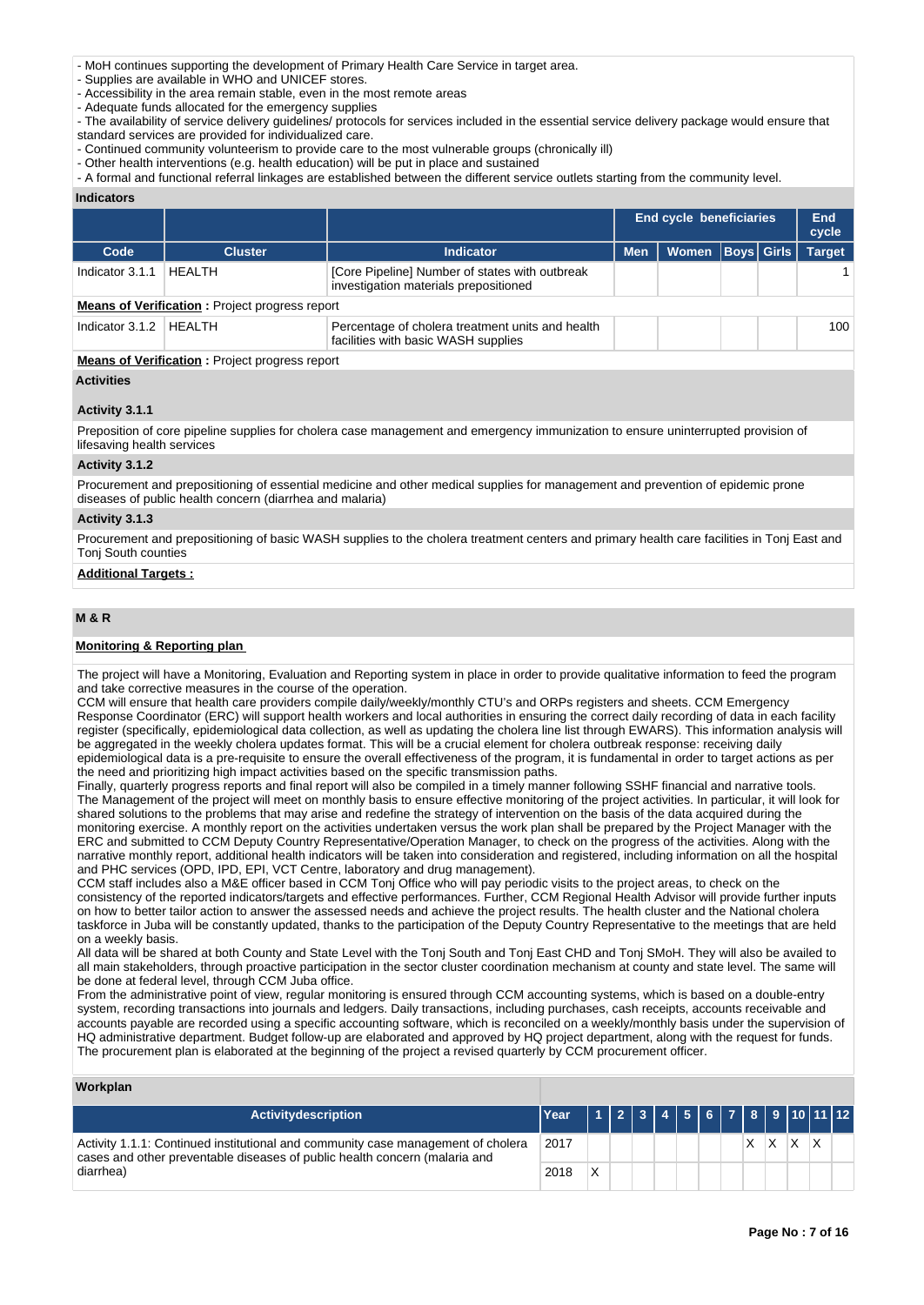- MoH continues supporting the development of Primary Health Care Service in target area.
- Supplies are available in WHO and UNICEF stores.
- Accessibility in the area remain stable, even in the most remote areas
- Adequate funds allocated for the emergency supplies
- The availability of service delivery guidelines/ protocols for services included in the essential service delivery package would ensure that standard services are provided for individualized care.
- Continued community volunteerism to provide care to the most vulnerable groups (chronically ill)
- Other health interventions (e.g. health education) will be put in place and sustained
- A formal and functional referral linkages are established between the different service outlets starting from the community level.

**Indicators**

| | | | End cycle beneficiaries | | | | End cycle |
|---|---|---|---|---|---|---|---|
| **Code** | **Cluster** | **Indicator** | **Men** | **Women** | **Boys** | **Girls** | **Target** |
| Indicator 3.1.1 | HEALTH | [Core Pipeline] Number of states with outbreak investigation materials prepositioned | | | | | 1 |
| **Means of Verification** : Project progress report | | | | | | | |
| Indicator 3.1.2 | HEALTH | Percentage of cholera treatment units and health facilities with basic WASH supplies | | | | | 100 |
| **Means of Verification** : Project progress report | | | | | | | |

**Activities**

**Activity 3.1.1**

Preposition of core pipeline supplies for cholera case management and emergency immunization to ensure uninterrupted provision of lifesaving health services

**Activity 3.1.2**

Procurement and prepositioning of essential medicine and other medical supplies for management and prevention of epidemic prone diseases of public health concern (diarrhea and malaria)

**Activity 3.1.3**

Procurement and prepositioning of basic WASH supplies to the cholera treatment centers and primary health care facilities in Tonj East and Tonj South counties

**Additional Targets :**

## M & R

**Monitoring & Reporting plan**

The project will have a Monitoring, Evaluation and Reporting system in place in order to provide qualitative information to feed the program and take corrective measures in the course of the operation.
CCM will ensure that health care providers compile daily/weekly/monthly CTU's and ORPs registers and sheets. CCM Emergency Response Coordinator (ERC) will support health workers and local authorities in ensuring the correct daily recording of data in each facility register (specifically, epidemiological data collection, as well as updating the cholera line list through EWARS). This information analysis will be aggregated in the weekly cholera updates format. This will be a crucial element for cholera outbreak response: receiving daily epidemiological data is a pre-requisite to ensure the overall effectiveness of the program, it is fundamental in order to target actions as per the need and prioritizing high impact activities based on the specific transmission paths.
Finally, quarterly progress reports and final report will also be compiled in a timely manner following SSHF financial and narrative tools.
The Management of the project will meet on monthly basis to ensure effective monitoring of the project activities. In particular, it will look for shared solutions to the problems that may arise and redefine the strategy of intervention on the basis of the data acquired during the monitoring exercise. A monthly report on the activities undertaken versus the work plan shall be prepared by the Project Manager with the ERC and submitted to CCM Deputy Country Representative/Operation Manager, to check on the progress of the activities. Along with the narrative monthly report, additional health indicators will be taken into consideration and registered, including information on all the hospital and PHC services (OPD, IPD, EPI, VCT Centre, laboratory and drug management).
CCM staff includes also a M&E officer based in CCM Tonj Office who will pay periodic visits to the project areas, to check on the consistency of the reported indicators/targets and effective performances. Further, CCM Regional Health Advisor will provide further inputs on how to better tailor action to answer the assessed needs and achieve the project results. The health cluster and the National cholera taskforce in Juba will be constantly updated, thanks to the participation of the Deputy Country Representative to the meetings that are held on a weekly basis.
All data will be shared at both County and State Level with the Tonj South and Tonj East CHD and Tonj SMoH. They will also be availed to all main stakeholders, through proactive participation in the sector cluster coordination mechanism at county and state level. The same will be done at federal level, through CCM Juba office.
From the administrative point of view, regular monitoring is ensured through CCM accounting systems, which is based on a double-entry system, recording transactions into journals and ledgers. Daily transactions, including purchases, cash receipts, accounts receivable and accounts payable are recorded using a specific accounting software, which is reconciled on a weekly/monthly basis under the supervision of HQ administrative department. Budget follow-up are elaborated and approved by HQ project department, along with the request for funds. The procurement plan is elaborated at the beginning of the project a revised quarterly by CCM procurement officer.

**Workplan**

| Activitydescription | Year | 1 | 2 | 3 | 4 | 5 | 6 | 7 | 8 | 9 | 10 | 11 | 12 |
|---|---|---|---|---|---|---|---|---|---|---|---|---|---|
| Activity 1.1.1: Continued institutional and community case management of cholera cases and other preventable diseases of public health concern (malaria and diarrhea) | 2017 | | | | | | | | X | X | X | X | |
| | 2018 | X | | | | | | | | | | | |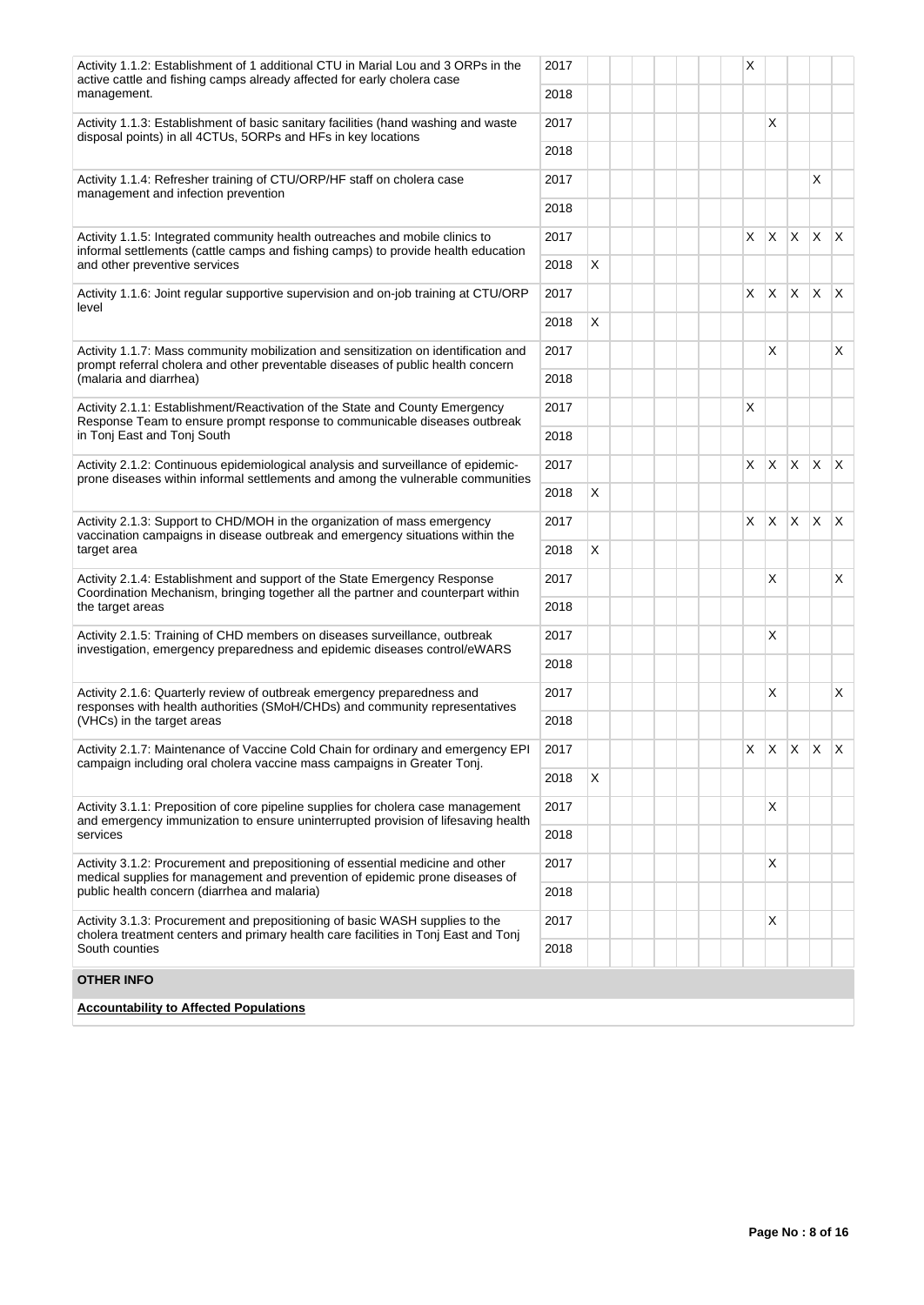| | | | | | | | | | | | | | |
|---|---|---|---|---|---|---|---|---|---|---|---|---|---|
| Activity 1.1.2: Establishment of 1 additional CTU in Marial Lou and 3 ORPs in the active cattle and fishing camps already affected for early cholera case management. | 2017 | | | | | | | | X | | | | |
| | 2018 | | | | | | | | | | | | |
| Activity 1.1.3: Establishment of basic sanitary facilities (hand washing and waste disposal points) in all 4CTUs, 5ORPs and HFs in key locations | 2017 | | | | | | | | | X | | | |
| | 2018 | | | | | | | | | | | | |
| Activity 1.1.4: Refresher training of CTU/ORP/HF staff on cholera case management and infection prevention | 2017 | | | | | | | | | | | X | |
| | 2018 | | | | | | | | | | | | |
| Activity 1.1.5: Integrated community health outreaches and mobile clinics to informal settlements (cattle camps and fishing camps) to provide health education and other preventive services | 2017 | | | | | | | | X | X | X | X | X |
| | 2018 | X | | | | | | | | | | | |
| Activity 1.1.6: Joint regular supportive supervision and on-job training at CTU/ORP level | 2017 | | | | | | | | X | X | X | X | X |
| | 2018 | X | | | | | | | | | | | |
| Activity 1.1.7: Mass community mobilization and sensitization on identification and prompt referral cholera and other preventable diseases of public health concern (malaria and diarrhea) | 2017 | | | | | | | | | X | | | X |
| | 2018 | | | | | | | | | | | | |
| Activity 2.1.1: Establishment/Reactivation of the State and County Emergency Response Team to ensure prompt response to communicable diseases outbreak in Tonj East and Tonj South | 2017 | | | | | | | | X | | | | |
| | 2018 | | | | | | | | | | | | |
| Activity 2.1.2: Continuous epidemiological analysis and surveillance of epidemic-prone diseases within informal settlements and among the vulnerable communities | 2017 | | | | | | | | X | X | X | X | X |
| | 2018 | X | | | | | | | | | | | |
| Activity 2.1.3: Support to CHD/MOH in the organization of mass emergency vaccination campaigns in disease outbreak and emergency situations within the target area | 2017 | | | | | | | | X | X | X | X | X |
| | 2018 | X | | | | | | | | | | | |
| Activity 2.1.4: Establishment and support of the State Emergency Response Coordination Mechanism, bringing together all the partner and counterpart within the target areas | 2017 | | | | | | | | | X | | | X |
| | 2018 | | | | | | | | | | | | |
| Activity 2.1.5: Training of CHD members on diseases surveillance, outbreak investigation, emergency preparedness and epidemic diseases control/eWARS | 2017 | | | | | | | | | X | | | |
| | 2018 | | | | | | | | | | | | |
| Activity 2.1.6: Quarterly review of outbreak emergency preparedness and responses with health authorities (SMoH/CHDs) and community representatives (VHCs) in the target areas | 2017 | | | | | | | | | X | | | X |
| | 2018 | | | | | | | | | | | | |
| Activity 2.1.7: Maintenance of Vaccine Cold Chain for ordinary and emergency EPI campaign including oral cholera vaccine mass campaigns in Greater Tonj. | 2017 | | | | | | | | X | X | X | X | X |
| | 2018 | X | | | | | | | | | | | |
| Activity 3.1.1: Preposition of core pipeline supplies for cholera case management and emergency immunization to ensure uninterrupted provision of lifesaving health services | 2017 | | | | | | | | | X | | | |
| | 2018 | | | | | | | | | | | | |
| Activity 3.1.2: Procurement and prepositioning of essential medicine and other medical supplies for management and prevention of epidemic prone diseases of public health concern (diarrhea and malaria) | 2017 | | | | | | | | | X | | | |
| | 2018 | | | | | | | | | | | | |
| Activity 3.1.3: Procurement and prepositioning of basic WASH supplies to the cholera treatment centers and primary health care facilities in Tonj East and Tonj South counties | 2017 | | | | | | | | | X | | | |
| | 2018 | | | | | | | | | | | | |

**OTHER INFO**

**Accountability to Affected Populations**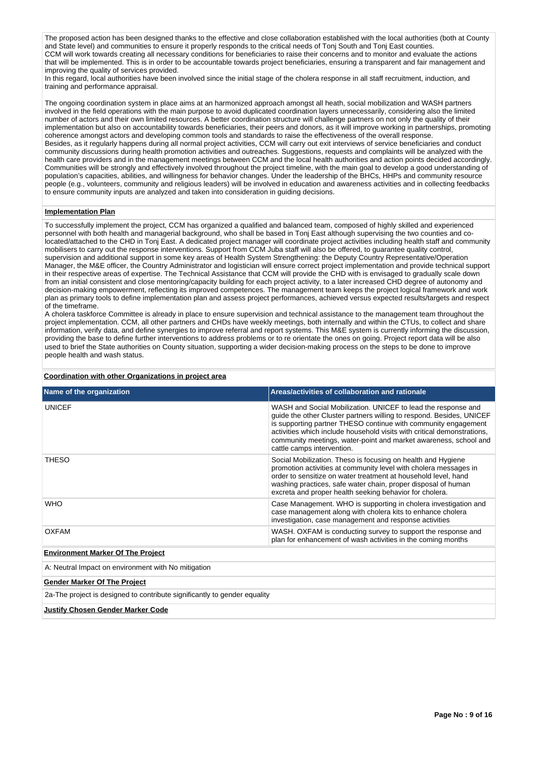The proposed action has been designed thanks to the effective and close collaboration established with the local authorities (both at County and State level) and communities to ensure it properly responds to the critical needs of Tonj South and Tonj East counties.
CCM will work towards creating all necessary conditions for beneficiaries to raise their concerns and to monitor and evaluate the actions that will be implemented. This is in order to be accountable towards project beneficiaries, ensuring a transparent and fair management and improving the quality of services provided.
In this regard, local authorities have been involved since the initial stage of the cholera response in all staff recruitment, induction, and training and performance appraisal.

The ongoing coordination system in place aims at an harmonized approach amongst all heath, social mobilization and WASH partners involved in the field operations with the main purpose to avoid duplicated coordination layers unnecessarily, considering also the limited number of actors and their own limited resources. A better coordination structure will challenge partners on not only the quality of their implementation but also on accountability towards beneficiaries, their peers and donors, as it will improve working in partnerships, promoting coherence amongst actors and developing common tools and standards to raise the effectiveness of the overall response.
Besides, as it regularly happens during all normal project activities, CCM will carry out exit interviews of service beneficiaries and conduct community discussions during health promotion activities and outreaches. Suggestions, requests and complaints will be analyzed with the health care providers and in the management meetings between CCM and the local health authorities and action points decided accordingly. Communities will be strongly and effectively involved throughout the project timeline, with the main goal to develop a good understanding of population's capacities, abilities, and willingness for behavior changes. Under the leadership of the BHCs, HHPs and community resource people (e.g., volunteers, community and religious leaders) will be involved in education and awareness activities and in collecting feedbacks to ensure community inputs are analyzed and taken into consideration in guiding decisions.

**Implementation Plan**

To successfully implement the project, CCM has organized a qualified and balanced team, composed of highly skilled and experienced personnel with both health and managerial background, who shall be based in Tonj East although supervising the two counties and co-located/attached to the CHD in Tonj East. A dedicated project manager will coordinate project activities including health staff and community mobilisers to carry out the response interventions. Support from CCM Juba staff will also be offered, to guarantee quality control, supervision and additional support in some key areas of Health System Strengthening: the Deputy Country Representative/Operation Manager, the M&E officer, the Country Administrator and logistician will ensure correct project implementation and provide technical support in their respective areas of expertise. The Technical Assistance that CCM will provide the CHD with is envisaged to gradually scale down from an initial consistent and close mentoring/capacity building for each project activity, to a later increased CHD degree of autonomy and decision-making empowerment, reflecting its improved competences. The management team keeps the project logical framework and work plan as primary tools to define implementation plan and assess project performances, achieved versus expected results/targets and respect of the timeframe.
A cholera taskforce Committee is already in place to ensure supervision and technical assistance to the management team throughout the project implementation. CCM, all other partners and CHDs have weekly meetings, both internally and within the CTUs, to collect and share information, verify data, and define synergies to improve referral and report systems. This M&E system is currently informing the discussion, providing the base to define further interventions to address problems or to re orientate the ones on going. Project report data will be also used to brief the State authorities on County situation, supporting a wider decision-making process on the steps to be done to improve people health and wash status.

**Coordination with other Organizations in project area**

| Name of the organization | Areas/activities of collaboration and rationale |
|---|---|
| UNICEF | WASH and Social Mobilization. UNICEF to lead the response and guide the other Cluster partners willing to respond. Besides, UNICEF is supporting partner THESO continue with community engagement activities which include household visits with critical demonstrations, community meetings, water-point and market awareness, school and cattle camps intervention. |
| THESO | Social Mobilization. Theso is focusing on health and Hygiene promotion activities at community level with cholera messages in order to sensitize on water treatment at household level, hand washing practices, safe water chain, proper disposal of human excreta and proper health seeking behavior for cholera. |
| WHO | Case Management. WHO is supporting in cholera investigation and case management along with cholera kits to enhance cholera investigation, case management and response activities |
| OXFAM | WASH. OXFAM is conducting survey to support the response and plan for enhancement of wash activities in the coming months |

**Environment Marker Of The Project**

A: Neutral Impact on environment with No mitigation

**Gender Marker Of The Project**

2a-The project is designed to contribute significantly to gender equality

**Justify Chosen Gender Marker Code**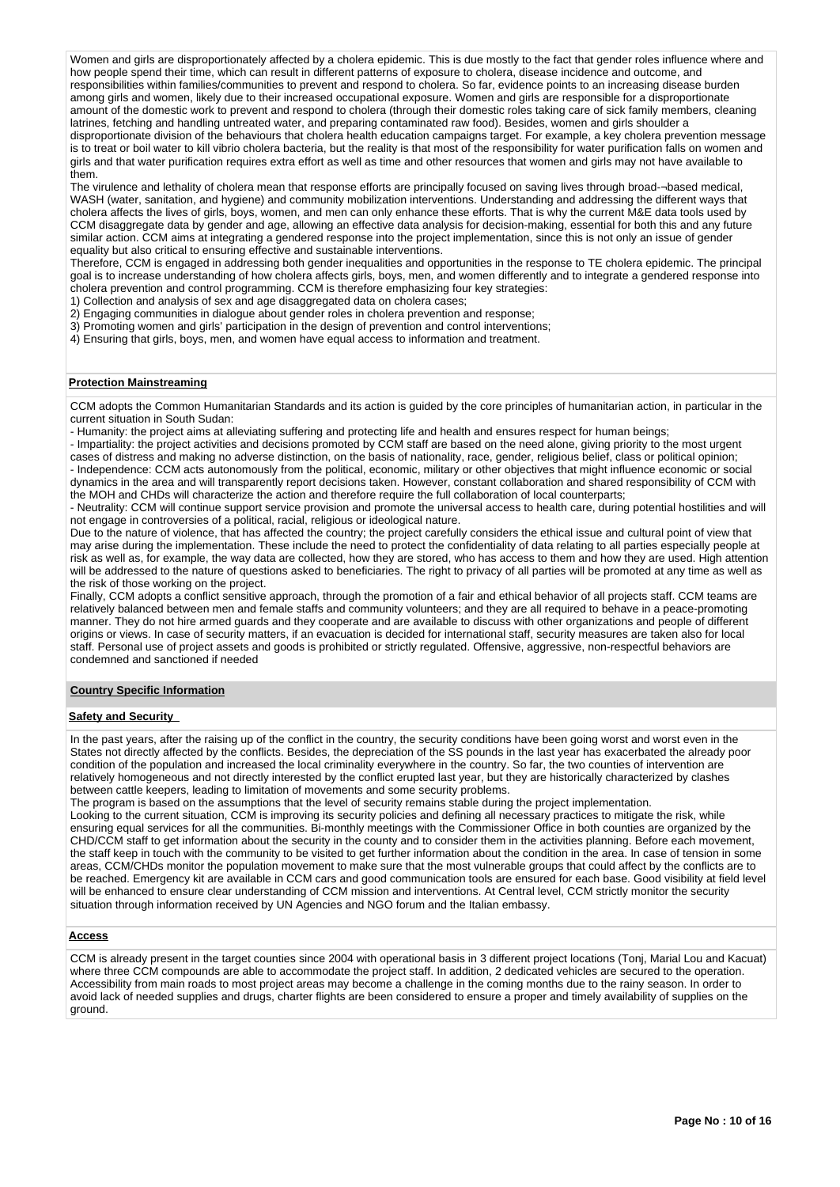Women and girls are disproportionately affected by a cholera epidemic. This is due mostly to the fact that gender roles influence where and how people spend their time, which can result in different patterns of exposure to cholera, disease incidence and outcome, and responsibilities within families/communities to prevent and respond to cholera. So far, evidence points to an increasing disease burden among girls and women, likely due to their increased occupational exposure. Women and girls are responsible for a disproportionate amount of the domestic work to prevent and respond to cholera (through their domestic roles taking care of sick family members, cleaning latrines, fetching and handling untreated water, and preparing contaminated raw food). Besides, women and girls shoulder a disproportionate division of the behaviours that cholera health education campaigns target. For example, a key cholera prevention message is to treat or boil water to kill vibrio cholera bacteria, but the reality is that most of the responsibility for water purification falls on women and girls and that water purification requires extra effort as well as time and other resources that women and girls may not have available to them.

The virulence and lethality of cholera mean that response efforts are principally focused on saving lives through broad-¬based medical, WASH (water, sanitation, and hygiene) and community mobilization interventions. Understanding and addressing the different ways that cholera affects the lives of girls, boys, women, and men can only enhance these efforts. That is why the current M&E data tools used by CCM disaggregate data by gender and age, allowing an effective data analysis for decision-making, essential for both this and any future similar action. CCM aims at integrating a gendered response into the project implementation, since this is not only an issue of gender equality but also critical to ensuring effective and sustainable interventions.

Therefore, CCM is engaged in addressing both gender inequalities and opportunities in the response to TE cholera epidemic. The principal goal is to increase understanding of how cholera affects girls, boys, men, and women differently and to integrate a gendered response into cholera prevention and control programming. CCM is therefore emphasizing four key strategies:

1) Collection and analysis of sex and age disaggregated data on cholera cases;
2) Engaging communities in dialogue about gender roles in cholera prevention and response;
3) Promoting women and girls' participation in the design of prevention and control interventions;
4) Ensuring that girls, boys, men, and women have equal access to information and treatment.

**Protection Mainstreaming**

CCM adopts the Common Humanitarian Standards and its action is guided by the core principles of humanitarian action, in particular in the current situation in South Sudan:

- Humanity: the project aims at alleviating suffering and protecting life and health and ensures respect for human beings;
- Impartiality: the project activities and decisions promoted by CCM staff are based on the need alone, giving priority to the most urgent cases of distress and making no adverse distinction, on the basis of nationality, race, gender, religious belief, class or political opinion;
- Independence: CCM acts autonomously from the political, economic, military or other objectives that might influence economic or social dynamics in the area and will transparently report decisions taken. However, constant collaboration and shared responsibility of CCM with the MOH and CHDs will characterize the action and therefore require the full collaboration of local counterparts;
- Neutrality: CCM will continue support service provision and promote the universal access to health care, during potential hostilities and will not engage in controversies of a political, racial, religious or ideological nature.

Due to the nature of violence, that has affected the country; the project carefully considers the ethical issue and cultural point of view that may arise during the implementation. These include the need to protect the confidentiality of data relating to all parties especially people at risk as well as, for example, the way data are collected, how they are stored, who has access to them and how they are used. High attention will be addressed to the nature of questions asked to beneficiaries. The right to privacy of all parties will be promoted at any time as well as the risk of those working on the project.

Finally, CCM adopts a conflict sensitive approach, through the promotion of a fair and ethical behavior of all projects staff. CCM teams are relatively balanced between men and female staffs and community volunteers; and they are all required to behave in a peace-promoting manner. They do not hire armed guards and they cooperate and are available to discuss with other organizations and people of different origins or views. In case of security matters, if an evacuation is decided for international staff, security measures are taken also for local staff. Personal use of project assets and goods is prohibited or strictly regulated. Offensive, aggressive, non-respectful behaviors are condemned and sanctioned if needed

**Country Specific Information**

**Safety and Security**

In the past years, after the raising up of the conflict in the country, the security conditions have been going worst and worst even in the States not directly affected by the conflicts. Besides, the depreciation of the SS pounds in the last year has exacerbated the already poor condition of the population and increased the local criminality everywhere in the country. So far, the two counties of intervention are relatively homogeneous and not directly interested by the conflict erupted last year, but they are historically characterized by clashes between cattle keepers, leading to limitation of movements and some security problems.

The program is based on the assumptions that the level of security remains stable during the project implementation.

Looking to the current situation, CCM is improving its security policies and defining all necessary practices to mitigate the risk, while ensuring equal services for all the communities. Bi-monthly meetings with the Commissioner Office in both counties are organized by the CHD/CCM staff to get information about the security in the county and to consider them in the activities planning. Before each movement, the staff keep in touch with the community to be visited to get further information about the condition in the area. In case of tension in some areas, CCM/CHDs monitor the population movement to make sure that the most vulnerable groups that could affect by the conflicts are to be reached. Emergency kit are available in CCM cars and good communication tools are ensured for each base. Good visibility at field level will be enhanced to ensure clear understanding of CCM mission and interventions. At Central level, CCM strictly monitor the security situation through information received by UN Agencies and NGO forum and the Italian embassy.

**Access**

CCM is already present in the target counties since 2004 with operational basis in 3 different project locations (Tonj, Marial Lou and Kacuat) where three CCM compounds are able to accommodate the project staff. In addition, 2 dedicated vehicles are secured to the operation. Accessibility from main roads to most project areas may become a challenge in the coming months due to the rainy season. In order to avoid lack of needed supplies and drugs, charter flights are been considered to ensure a proper and timely availability of supplies on the ground.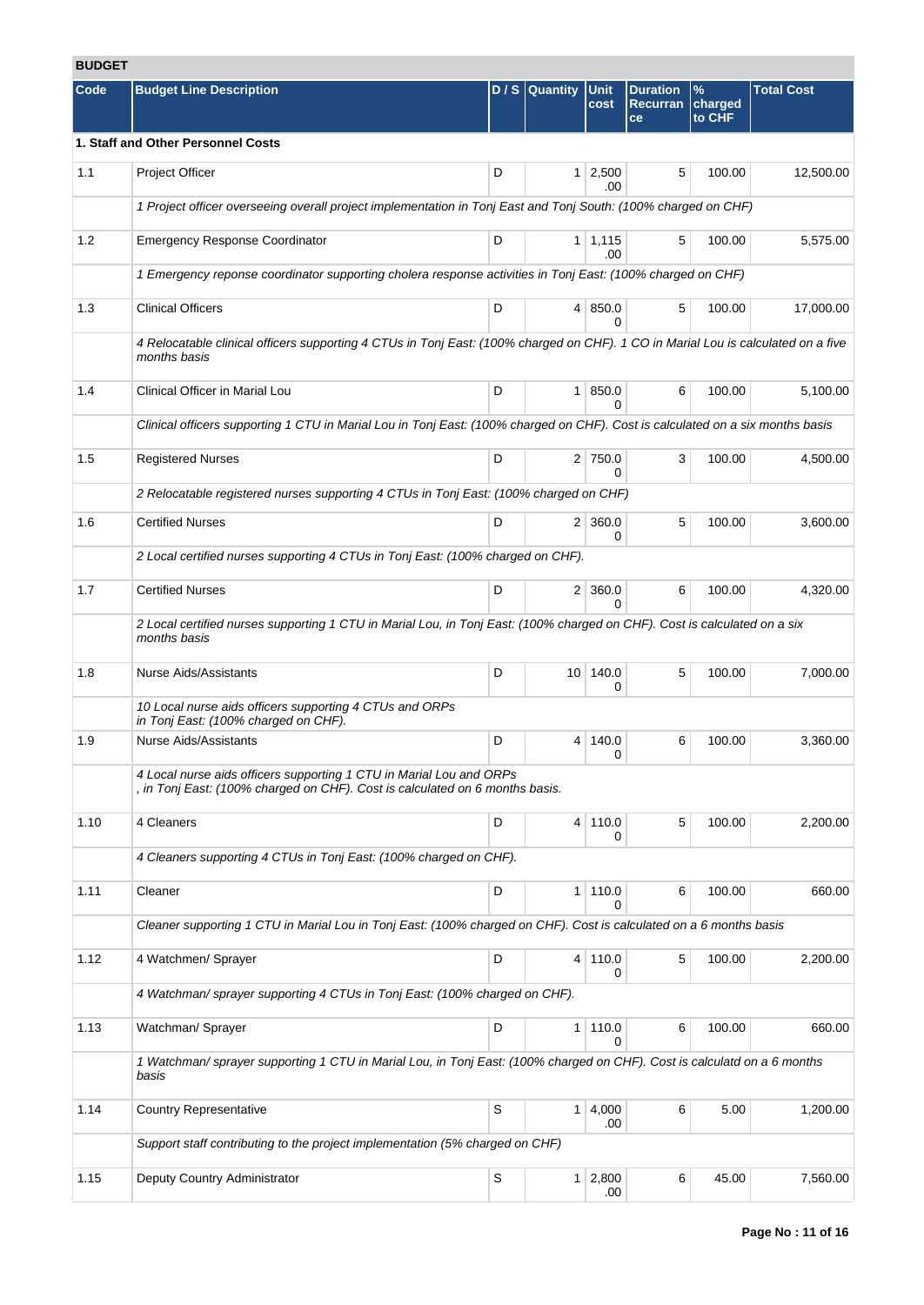## BUDGET

| Code | Budget Line Description | D / S | Quantity | Unit cost | Duration Recurrance | % charged to CHF | Total Cost |
|---|---|---|---|---|---|---|---|
| **1. Staff and Other Personnel Costs** | | | | | | | |
| 1.1 | Project Officer | D | 1 | 2,500.00 | 5 | 100.00 | 12,500.00 |
| | *1 Project officer overseeing overall project implementation in Tonj East and Tonj South: (100% charged on CHF)* | | | | | | |
| 1.2 | Emergency Response Coordinator | D | 1 | 1,115.00 | 5 | 100.00 | 5,575.00 |
| | *1 Emergency reponse coordinator supporting cholera response activities in Tonj East: (100% charged on CHF)* | | | | | | |
| 1.3 | Clinical Officers | D | 4 | 850.00 | 5 | 100.00 | 17,000.00 |
| | *4 Relocatable clinical officers supporting 4 CTUs in Tonj East: (100% charged on CHF). 1 CO in Marial Lou is calculated on a five months basis* | | | | | | |
| 1.4 | Clinical Officer in Marial Lou | D | 1 | 850.00 | 6 | 100.00 | 5,100.00 |
| | *Clinical officers supporting 1 CTU in Marial Lou in Tonj East: (100% charged on CHF). Cost is calculated on a six months basis* | | | | | | |
| 1.5 | Registered Nurses | D | 2 | 750.00 | 3 | 100.00 | 4,500.00 |
| | *2 Relocatable registered nurses supporting 4 CTUs in Tonj East: (100% charged on CHF)* | | | | | | |
| 1.6 | Certified Nurses | D | 2 | 360.00 | 5 | 100.00 | 3,600.00 |
| | *2 Local certified nurses supporting 4 CTUs in Tonj East: (100% charged on CHF).* | | | | | | |
| 1.7 | Certified Nurses | D | 2 | 360.00 | 6 | 100.00 | 4,320.00 |
| | *2 Local certified nurses supporting 1 CTU in Marial Lou, in Tonj East: (100% charged on CHF). Cost is calculated on a six months basis* | | | | | | |
| 1.8 | Nurse Aids/Assistants | D | 10 | 140.00 | 5 | 100.00 | 7,000.00 |
| | *10 Local nurse aids officers supporting 4 CTUs and ORPs in Tonj East: (100% charged on CHF).* | | | | | | |
| 1.9 | Nurse Aids/Assistants | D | 4 | 140.00 | 6 | 100.00 | 3,360.00 |
| | *4 Local nurse aids officers supporting 1 CTU in Marial Lou and ORPs , in Tonj East: (100% charged on CHF). Cost is calculated on 6 months basis.* | | | | | | |
| 1.10 | 4 Cleaners | D | 4 | 110.00 | 5 | 100.00 | 2,200.00 |
| | *4 Cleaners supporting 4 CTUs in Tonj East: (100% charged on CHF).* | | | | | | |
| 1.11 | Cleaner | D | 1 | 110.00 | 6 | 100.00 | 660.00 |
| | *Cleaner supporting 1 CTU in Marial Lou in Tonj East: (100% charged on CHF). Cost is calculated on a 6 months basis* | | | | | | |
| 1.12 | 4 Watchmen/ Sprayer | D | 4 | 110.00 | 5 | 100.00 | 2,200.00 |
| | *4 Watchman/ sprayer supporting 4 CTUs in Tonj East: (100% charged on CHF).* | | | | | | |
| 1.13 | Watchman/ Sprayer | D | 1 | 110.00 | 6 | 100.00 | 660.00 |
| | *1 Watchman/ sprayer supporting 1 CTU in Marial Lou, in Tonj East: (100% charged on CHF). Cost is calculatd on a 6 months basis* | | | | | | |
| 1.14 | Country Representative | S | 1 | 4,000.00 | 6 | 5.00 | 1,200.00 |
| | *Support staff contributing to the project implementation (5% charged on CHF)* | | | | | | |
| 1.15 | Deputy Country Administrator | S | 1 | 2,800.00 | 6 | 45.00 | 7,560.00 |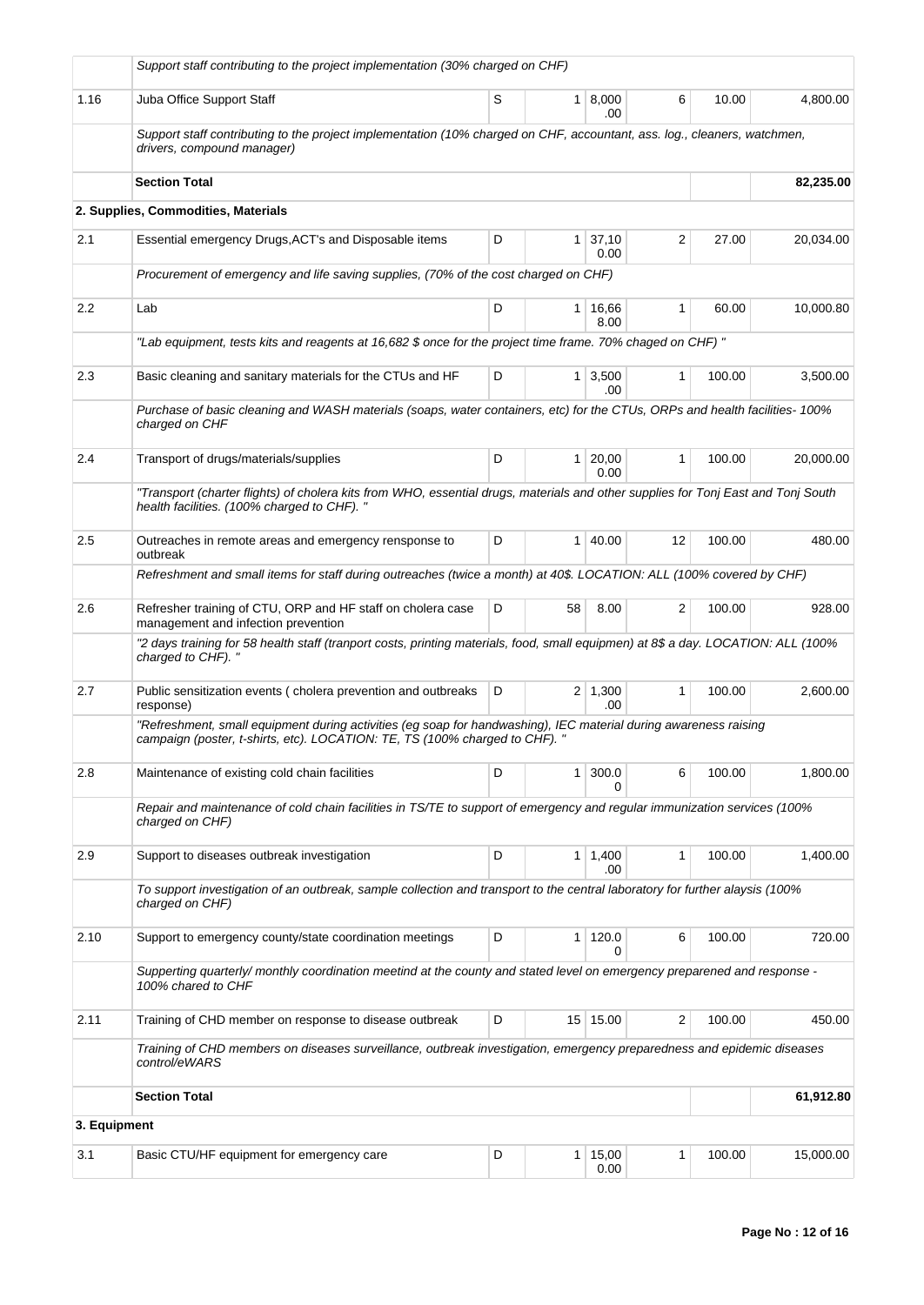| | | | | | | | |
|---|---|---|---|---|---|---|---|
| | *Support staff contributing to the project implementation (30% charged on CHF)* | | | | | | |
| 1.16 | Juba Office Support Staff | S | 1 | 8,000.00 | 6 | 10.00 | 4,800.00 |
| | *Support staff contributing to the project implementation (10% charged on CHF, accountant, ass. log., cleaners, watchmen, drivers, compound manager)* | | | | | | |
| | **Section Total** | | | | | | **82,235.00** |
| | **2. Supplies, Commodities, Materials** | | | | | | |
| 2.1 | Essential emergency Drugs,ACT's and Disposable items | D | 1 | 37,100.00 | 2 | 27.00 | 20,034.00 |
| | *Procurement of emergency and life saving supplies, (70% of the cost charged on CHF)* | | | | | | |
| 2.2 | Lab | D | 1 | 16,668.00 | 1 | 60.00 | 10,000.80 |
| | *"Lab equipment, tests kits and reagents at 16,682 $ once for the project time frame. 70% chaged on CHF) "* | | | | | | |
| 2.3 | Basic cleaning and sanitary materials for the CTUs and HF | D | 1 | 3,500.00 | 1 | 100.00 | 3,500.00 |
| | *Purchase of basic cleaning and WASH materials (soaps, water containers, etc) for the CTUs, ORPs and health facilities- 100% charged on CHF* | | | | | | |
| 2.4 | Transport of drugs/materials/supplies | D | 1 | 20,000.00 | 1 | 100.00 | 20,000.00 |
| | *"Transport (charter flights) of cholera kits from WHO, essential drugs, materials and other supplies for Tonj East and Tonj South health facilities. (100% charged to CHF). "* | | | | | | |
| 2.5 | Outreaches in remote areas and emergency rensponse to outbreak | D | 1 | 40.00 | 12 | 100.00 | 480.00 |
| | *Refreshment and small items for staff during outreaches (twice a month) at 40$. LOCATION: ALL (100% covered by CHF)* | | | | | | |
| 2.6 | Refresher training of CTU, ORP and HF staff on cholera case management and infection prevention | D | 58 | 8.00 | 2 | 100.00 | 928.00 |
| | *"2 days training for 58 health staff (tranport costs, printing materials, food, small equipmen) at 8$ a day. LOCATION: ALL (100% charged to CHF). "* | | | | | | |
| 2.7 | Public sensitization events ( cholera prevention and outbreaks response) | D | 2 | 1,300.00 | 1 | 100.00 | 2,600.00 |
| | *"Refreshment, small equipment during activities (eg soap for handwashing), IEC material during awareness raising campaign (poster, t-shirts, etc). LOCATION: TE, TS (100% charged to CHF). "* | | | | | | |
| 2.8 | Maintenance of existing cold chain facilities | D | 1 | 300.00 | 6 | 100.00 | 1,800.00 |
| | *Repair and maintenance of cold chain facilities in TS/TE to support of emergency and regular immunization services (100% charged on CHF)* | | | | | | |
| 2.9 | Support to diseases outbreak investigation | D | 1 | 1,400.00 | 1 | 100.00 | 1,400.00 |
| | *To support investigation of an outbreak, sample collection and transport to the central laboratory for further alaysis (100% charged on CHF)* | | | | | | |
| 2.10 | Support to emergency county/state coordination meetings | D | 1 | 120.00 | 6 | 100.00 | 720.00 |
| | *Supperting quarterly/ monthly coordination meetind at the county and stated level on emergency preparened and response - 100% chared to CHF* | | | | | | |
| 2.11 | Training of CHD member on response to disease outbreak | D | 15 | 15.00 | 2 | 100.00 | 450.00 |
| | *Training of CHD members on diseases surveillance, outbreak investigation, emergency preparedness and epidemic diseases control/eWARS* | | | | | | |
| | **Section Total** | | | | | | **61,912.80** |
| **3. Equipment** | | | | | | | |
| 3.1 | Basic CTU/HF equipment for emergency care | D | 1 | 15,000.00 | 1 | 100.00 | 15,000.00 |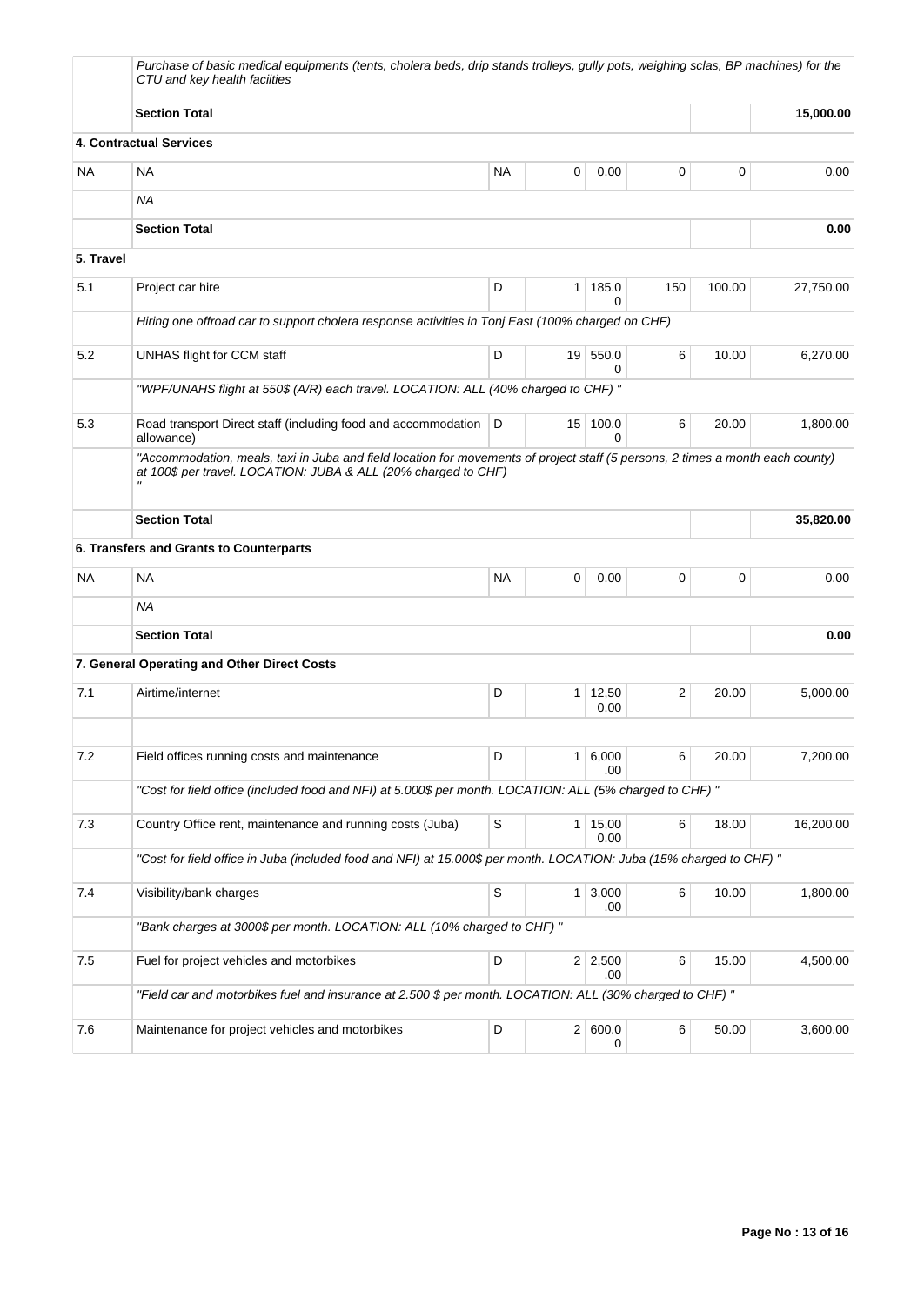| | | | | | | | |
|---|---|---|---|---|---|---|---|
| | *Purchase of basic medical equipments (tents, cholera beds, drip stands trolleys, gully pots, weighing sclas, BP machines) for the CTU and key health faciities* | | | | | | |
| | **Section Total** | | | | | | **15,000.00** |
| | **4. Contractual Services** | | | | | | |
| NA | NA | NA | 0 | 0.00 | 0 | 0 | 0.00 |
| | *NA* | | | | | | |
| | **Section Total** | | | | | | **0.00** |
| **5. Travel** | | | | | | | |
| 5.1 | Project car hire | D | 1 | 185.00 | 150 | 100.00 | 27,750.00 |
| | *Hiring one offroad car to support cholera response activities in Tonj East (100% charged on CHF)* | | | | | | |
| 5.2 | UNHAS flight for CCM staff | D | 19 | 550.00 | 6 | 10.00 | 6,270.00 |
| | *"WPF/UNAHS flight at 550$ (A/R) each travel. LOCATION: ALL (40% charged to CHF) "* | | | | | | |
| 5.3 | Road transport Direct staff (including food and accommodation allowance) | D | 15 | 100.00 | 6 | 20.00 | 1,800.00 |
| | *"Accommodation, meals, taxi in Juba and field location for movements of project staff (5 persons, 2 times a month each county) at 100$ per travel. LOCATION: JUBA & ALL (20% charged to CHF) "* | | | | | | |
| | **Section Total** | | | | | | **35,820.00** |
| | **6. Transfers and Grants to Counterparts** | | | | | | |
| NA | NA | NA | 0 | 0.00 | 0 | 0 | 0.00 |
| | *NA* | | | | | | |
| | **Section Total** | | | | | | **0.00** |
| | **7. General Operating and Other Direct Costs** | | | | | | |
| 7.1 | Airtime/internet | D | 1 | 12,500.00 | 2 | 20.00 | 5,000.00 |
| | | | | | | | |
| 7.2 | Field offices running costs and maintenance | D | 1 | 6,000.00 | 6 | 20.00 | 7,200.00 |
| | *"Cost for field office (included food and NFI) at 5.000$ per month. LOCATION: ALL (5% charged to CHF) "* | | | | | | |
| 7.3 | Country Office rent, maintenance and running costs (Juba) | S | 1 | 15,000.00 | 6 | 18.00 | 16,200.00 |
| | *"Cost for field office in Juba (included food and NFI) at 15.000$ per month. LOCATION: Juba (15% charged to CHF) "* | | | | | | |
| 7.4 | Visibility/bank charges | S | 1 | 3,000.00 | 6 | 10.00 | 1,800.00 |
| | *"Bank charges at 3000$ per month. LOCATION: ALL (10% charged to CHF) "* | | | | | | |
| 7.5 | Fuel for project vehicles and motorbikes | D | 2 | 2,500.00 | 6 | 15.00 | 4,500.00 |
| | *"Field car and motorbikes fuel and insurance at 2.500 $ per month. LOCATION: ALL (30% charged to CHF) "* | | | | | | |
| 7.6 | Maintenance for project vehicles and motorbikes | D | 2 | 600.00 | 6 | 50.00 | 3,600.00 |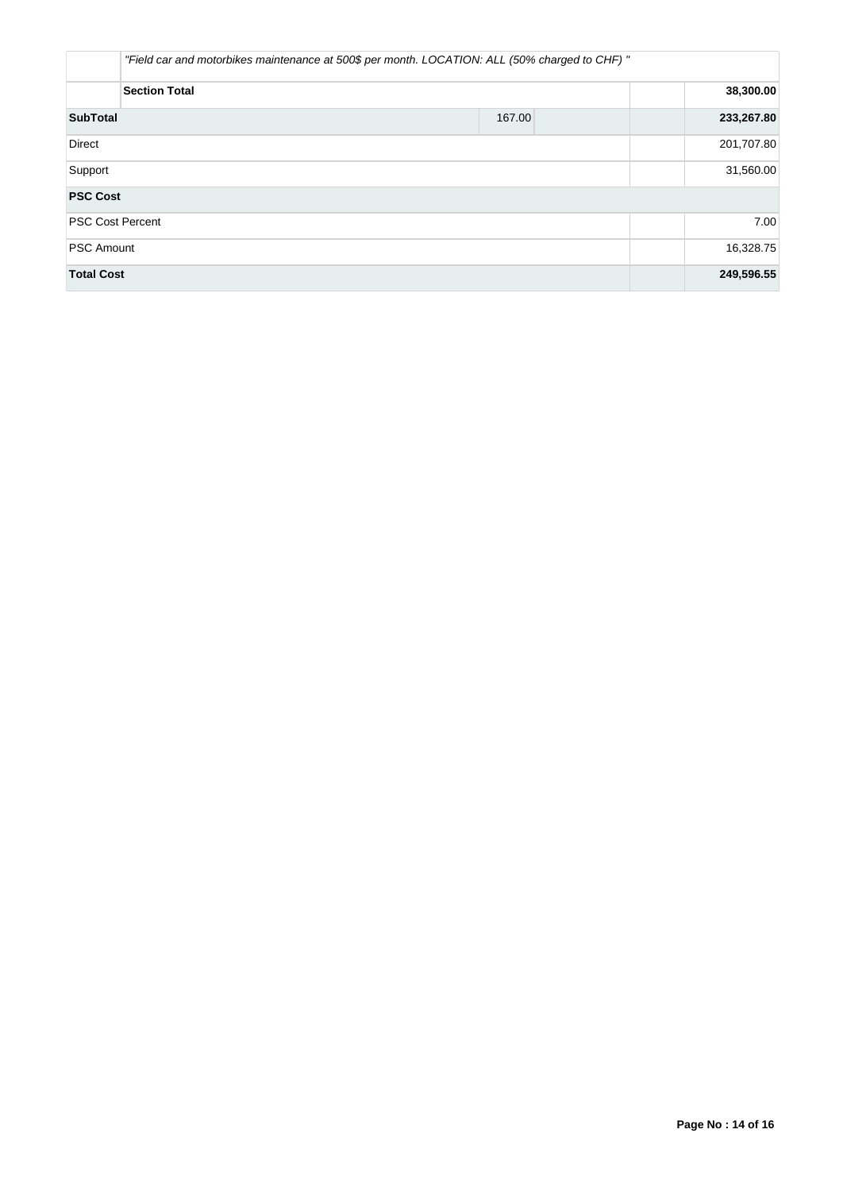|  | "Field car and motorbikes maintenance at 500$ per month. LOCATION: ALL (50% charged to CHF) " |  |  |  |
|---|---|---|---|---|
|  | **Section Total** |  |  | **38,300.00** |
| **SubTotal** |  | 167.00 |  | **233,267.80** |
| Direct |  |  |  | 201,707.80 |
| Support |  |  |  | 31,560.00 |
| **PSC Cost** |  |  |  |  |
| PSC Cost Percent |  |  |  | 7.00 |
| PSC Amount |  |  |  | 16,328.75 |
| **Total Cost** |  |  |  | **249,596.55** |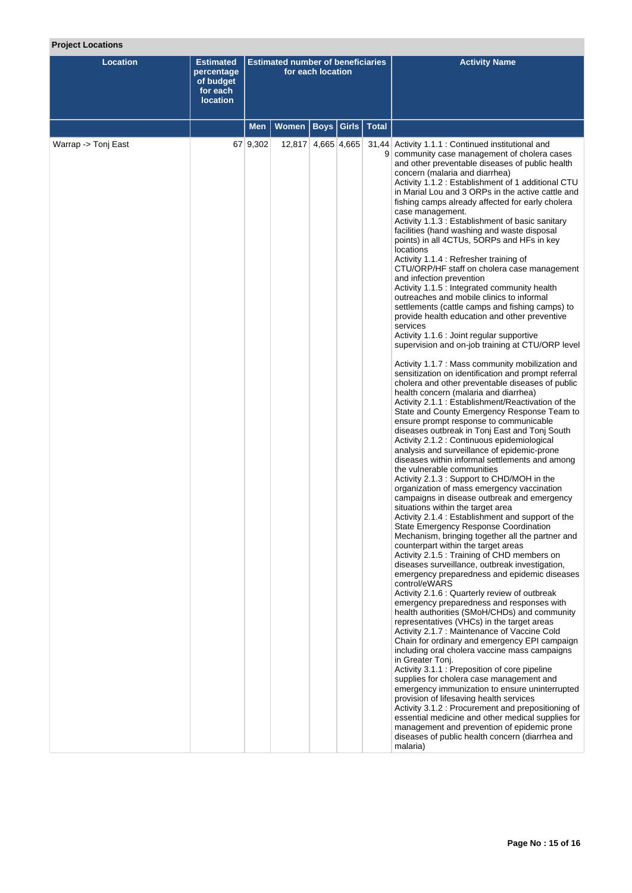**Project Locations**

| Location | Estimated percentage of budget for each location | Estimated number of beneficiaries for each location | | | | | Activity Name |
|---|---|---|---|---|---|---|---|
| | | Men | Women | Boys | Girls | Total | |
| Warrap -> Tonj East | 67 | 9,302 | 12,817 | 4,665 | 4,665 | 31,449 | Activity 1.1.1 : Continued institutional and community case management of cholera cases and other preventable diseases of public health concern (malaria and diarrhea)<br>Activity 1.1.2 : Establishment of 1 additional CTU in Marial Lou and 3 ORPs in the active cattle and fishing camps already affected for early cholera case management.<br>Activity 1.1.3 : Establishment of basic sanitary facilities (hand washing and waste disposal points) in all 4CTUs, 5ORPs and HFs in key locations<br>Activity 1.1.4 : Refresher training of CTU/ORP/HF staff on cholera case management and infection prevention<br>Activity 1.1.5 : Integrated community health outreaches and mobile clinics to informal settlements (cattle camps and fishing camps) to provide health education and other preventive services<br>Activity 1.1.6 : Joint regular supportive supervision and on-job training at CTU/ORP level<br><br>Activity 1.1.7 : Mass community mobilization and sensitization on identification and prompt referral cholera and other preventable diseases of public health concern (malaria and diarrhea)<br>Activity 2.1.1 : Establishment/Reactivation of the State and County Emergency Response Team to ensure prompt response to communicable diseases outbreak in Tonj East and Tonj South<br>Activity 2.1.2 : Continuous epidemiological analysis and surveillance of epidemic-prone diseases within informal settlements and among the vulnerable communities<br>Activity 2.1.3 : Support to CHD/MOH in the organization of mass emergency vaccination campaigns in disease outbreak and emergency situations within the target area<br>Activity 2.1.4 : Establishment and support of the State Emergency Response Coordination Mechanism, bringing together all the partner and counterpart within the target areas<br>Activity 2.1.5 : Training of CHD members on diseases surveillance, outbreak investigation, emergency preparedness and epidemic diseases control/eWARS<br>Activity 2.1.6 : Quarterly review of outbreak emergency preparedness and responses with health authorities (SMoH/CHDs) and community representatives (VHCs) in the target areas<br>Activity 2.1.7 : Maintenance of Vaccine Cold Chain for ordinary and emergency EPI campaign including oral cholera vaccine mass campaigns in Greater Tonj.<br>Activity 3.1.1 : Preposition of core pipeline supplies for cholera case management and emergency immunization to ensure uninterrupted provision of lifesaving health services<br>Activity 3.1.2 : Procurement and prepositioning of essential medicine and other medical supplies for management and prevention of epidemic prone diseases of public health concern (diarrhea and malaria) |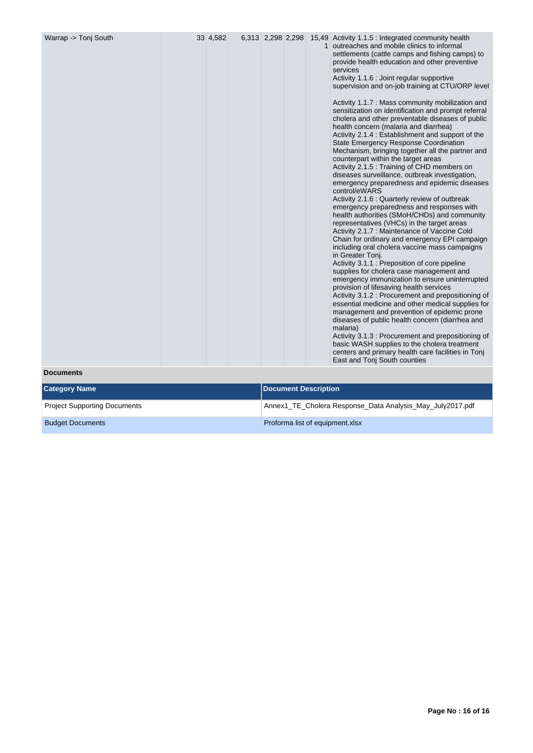| | | | | | | | |
|---|---|---|---|---|---|---|---|
| Warrap -> Tonj South | | 33 | 4,582 | 6,313 | 2,298 | 2,298 | 15,491 | Activity 1.1.5 : Integrated community health outreaches and mobile clinics to informal settlements (cattle camps and fishing camps) to provide health education and other preventive services<br>Activity 1.1.6 : Joint regular supportive supervision and on-job training at CTU/ORP level<br><br>Activity 1.1.7 : Mass community mobilization and sensitization on identification and prompt referral cholera and other preventable diseases of public health concern (malaria and diarrhea)<br>Activity 2.1.4 : Establishment and support of the State Emergency Response Coordination Mechanism, bringing together all the partner and counterpart within the target areas<br>Activity 2.1.5 : Training of CHD members on diseases surveillance, outbreak investigation, emergency preparedness and epidemic diseases control/eWARS<br>Activity 2.1.6 : Quarterly review of outbreak emergency preparedness and responses with health authorities (SMoH/CHDs) and community representatives (VHCs) in the target areas<br>Activity 2.1.7 : Maintenance of Vaccine Cold Chain for ordinary and emergency EPI campaign including oral cholera vaccine mass campaigns in Greater Tonj.<br>Activity 3.1.1 : Preposition of core pipeline supplies for cholera case management and emergency immunization to ensure uninterrupted provision of lifesaving health services<br>Activity 3.1.2 : Procurement and prepositioning of essential medicine and other medical supplies for management and prevention of epidemic prone diseases of public health concern (diarrhea and malaria)<br>Activity 3.1.3 : Procurement and prepositioning of basic WASH supplies to the cholera treatment centers and primary health care facilities in Tonj East and Tonj South counties |

**Documents**

| Category Name | Document Description |
|---|---|
| Project Supporting Documents | Annex1_TE_Cholera_Response_Data_Analysis_May_July2017.pdf |
| Budget Documents | Proforma list of equipment.xlsx |